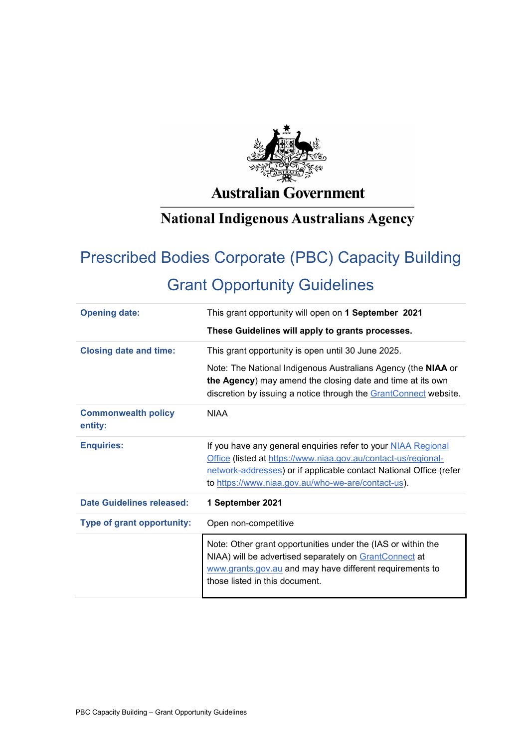Australian Government

National Indigenous Australians Agency

# Prescribed Bodies Corporate (PBC) Capacity Building Grant Opportunity Guidelines

| | |
|---|---|
| **Opening date:** | This grant opportunity will open on **1 September 2021**<br><br>**These Guidelines will apply to grants processes.** |
| **Closing date and time:** | This grant opportunity is open until 30 June 2025.<br><br>Note: The National Indigenous Australians Agency (the **NIAA** or **the Agency**) may amend the closing date and time at its own discretion by issuing a notice through the GrantConnect website. |
| **Commonwealth policy entity:** | NIAA |
| **Enquiries:** | If you have any general enquiries refer to your NIAA Regional Office (listed at https://www.niaa.gov.au/contact-us/regional-network-addresses) or if applicable contact National Office (refer to https://www.niaa.gov.au/who-we-are/contact-us). |
| **Date Guidelines released:** | **1 September 2021** |
| **Type of grant opportunity:** | Open non-competitive |
| | Note: Other grant opportunities under the (IAS or within the NIAA) will be advertised separately on GrantConnect at www.grants.gov.au and may have different requirements to those listed in this document. |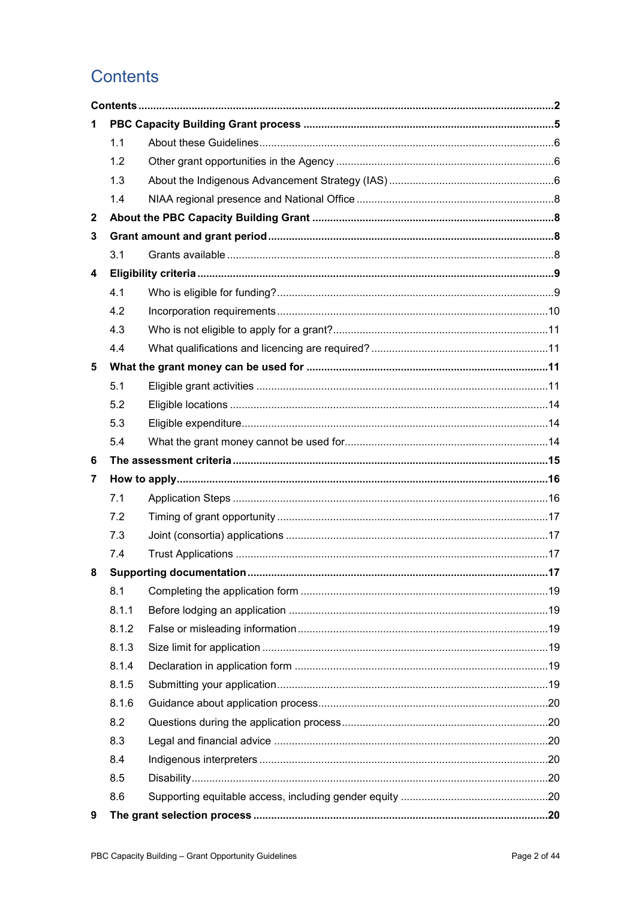# Contents

**Contents** .......... **2**

**1 PBC Capacity Building Grant process** .......... **5**

- 1.1 About these Guidelines .......... 6
- 1.2 Other grant opportunities in the Agency .......... 6
- 1.3 About the Indigenous Advancement Strategy (IAS) .......... 6
- 1.4 NIAA regional presence and National Office .......... 8

**2 About the PBC Capacity Building Grant** .......... **8**

**3 Grant amount and grant period** .......... **8**

- 3.1 Grants available .......... 8

**4 Eligibility criteria** .......... **9**

- 4.1 Who is eligible for funding? .......... 9
- 4.2 Incorporation requirements .......... 10
- 4.3 Who is not eligible to apply for a grant? .......... 11
- 4.4 What qualifications and licencing are required? .......... 11

**5 What the grant money can be used for** .......... **11**

- 5.1 Eligible grant activities .......... 11
- 5.2 Eligible locations .......... 14
- 5.3 Eligible expenditure .......... 14
- 5.4 What the grant money cannot be used for .......... 14

**6 The assessment criteria** .......... **15**

**7 How to apply** .......... **16**

- 7.1 Application Steps .......... 16
- 7.2 Timing of grant opportunity .......... 17
- 7.3 Joint (consortia) applications .......... 17
- 7.4 Trust Applications .......... 17

**8 Supporting documentation** .......... **17**

- 8.1 Completing the application form .......... 19
- 8.1.1 Before lodging an application .......... 19
- 8.1.2 False or misleading information .......... 19
- 8.1.3 Size limit for application .......... 19
- 8.1.4 Declaration in application form .......... 19
- 8.1.5 Submitting your application .......... 19
- 8.1.6 Guidance about application process .......... 20
- 8.2 Questions during the application process .......... 20
- 8.3 Legal and financial advice .......... 20
- 8.4 Indigenous interpreters .......... 20
- 8.5 Disability .......... 20
- 8.6 Supporting equitable access, including gender equity .......... 20

**9 The grant selection process** .......... **20**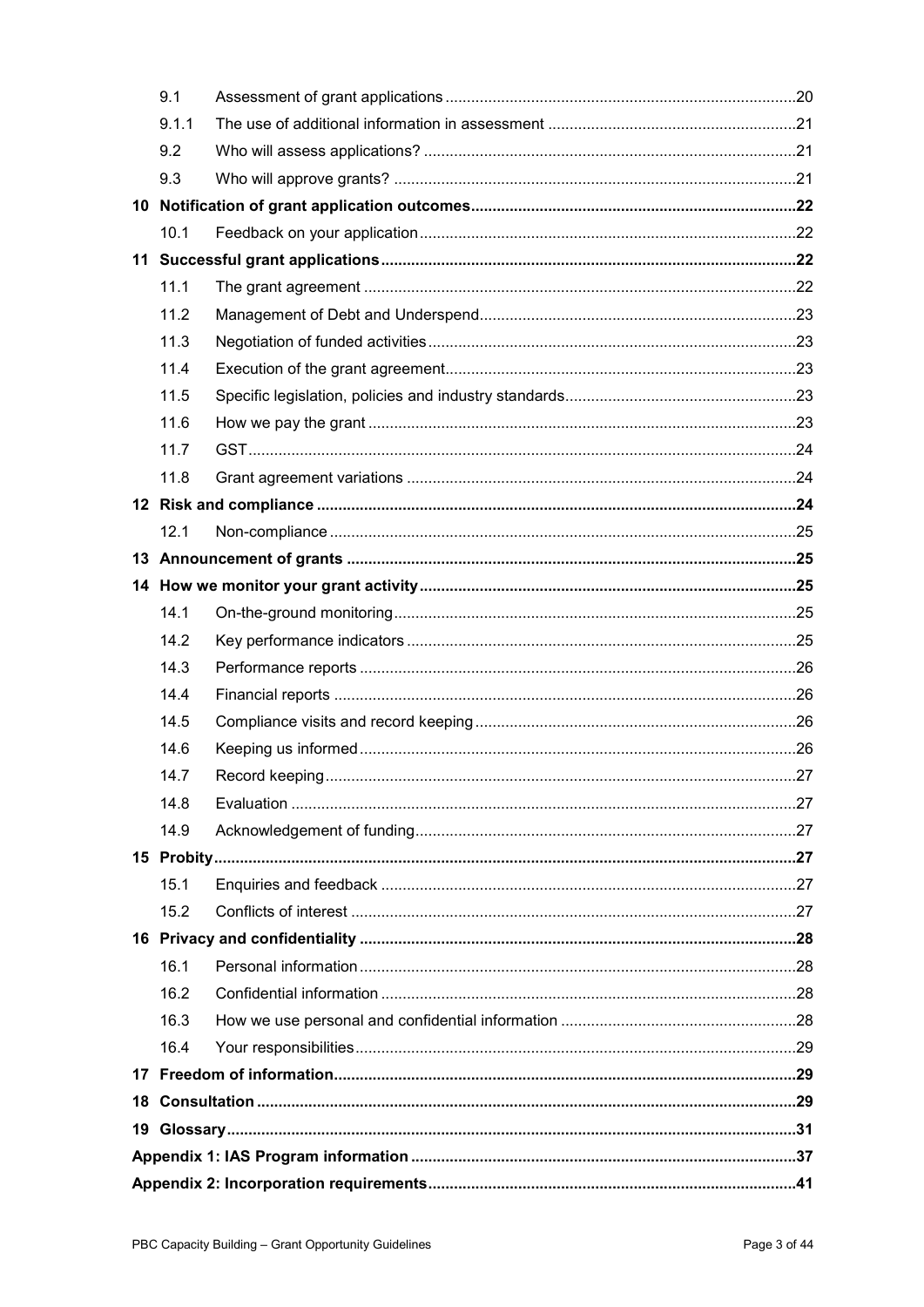| | | |
|---|---|---|
| 9.1 | Assessment of grant applications | 20 |
| 9.1.1 | The use of additional information in assessment | 21 |
| 9.2 | Who will assess applications? | 21 |
| 9.3 | Who will approve grants? | 21 |
| **10** | **Notification of grant application outcomes** | **22** |
| 10.1 | Feedback on your application | 22 |
| **11** | **Successful grant applications** | **22** |
| 11.1 | The grant agreement | 22 |
| 11.2 | Management of Debt and Underspend | 23 |
| 11.3 | Negotiation of funded activities | 23 |
| 11.4 | Execution of the grant agreement | 23 |
| 11.5 | Specific legislation, policies and industry standards | 23 |
| 11.6 | How we pay the grant | 23 |
| 11.7 | GST | 24 |
| 11.8 | Grant agreement variations | 24 |
| **12** | **Risk and compliance** | **24** |
| 12.1 | Non-compliance | 25 |
| **13** | **Announcement of grants** | **25** |
| **14** | **How we monitor your grant activity** | **25** |
| 14.1 | On-the-ground monitoring | 25 |
| 14.2 | Key performance indicators | 25 |
| 14.3 | Performance reports | 26 |
| 14.4 | Financial reports | 26 |
| 14.5 | Compliance visits and record keeping | 26 |
| 14.6 | Keeping us informed | 26 |
| 14.7 | Record keeping | 27 |
| 14.8 | Evaluation | 27 |
| 14.9 | Acknowledgement of funding | 27 |
| **15** | **Probity** | **27** |
| 15.1 | Enquiries and feedback | 27 |
| 15.2 | Conflicts of interest | 27 |
| **16** | **Privacy and confidentiality** | **28** |
| 16.1 | Personal information | 28 |
| 16.2 | Confidential information | 28 |
| 16.3 | How we use personal and confidential information | 28 |
| 16.4 | Your responsibilities | 29 |
| **17** | **Freedom of information** | **29** |
| **18** | **Consultation** | **29** |
| **19** | **Glossary** | **31** |
| **Appendix 1: IAS Program information** | | **37** |
| **Appendix 2: Incorporation requirements** | | **41** |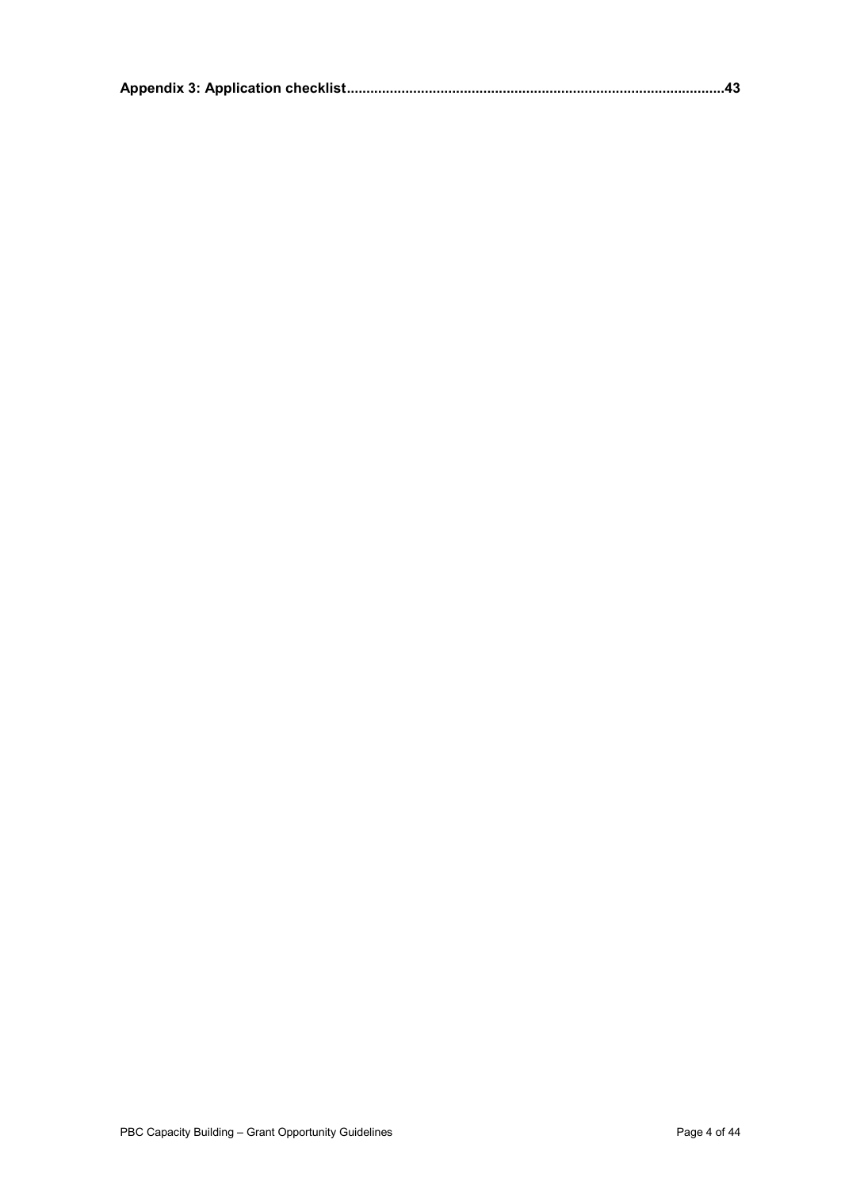**Appendix 3: Application checklist..............................................................................................43**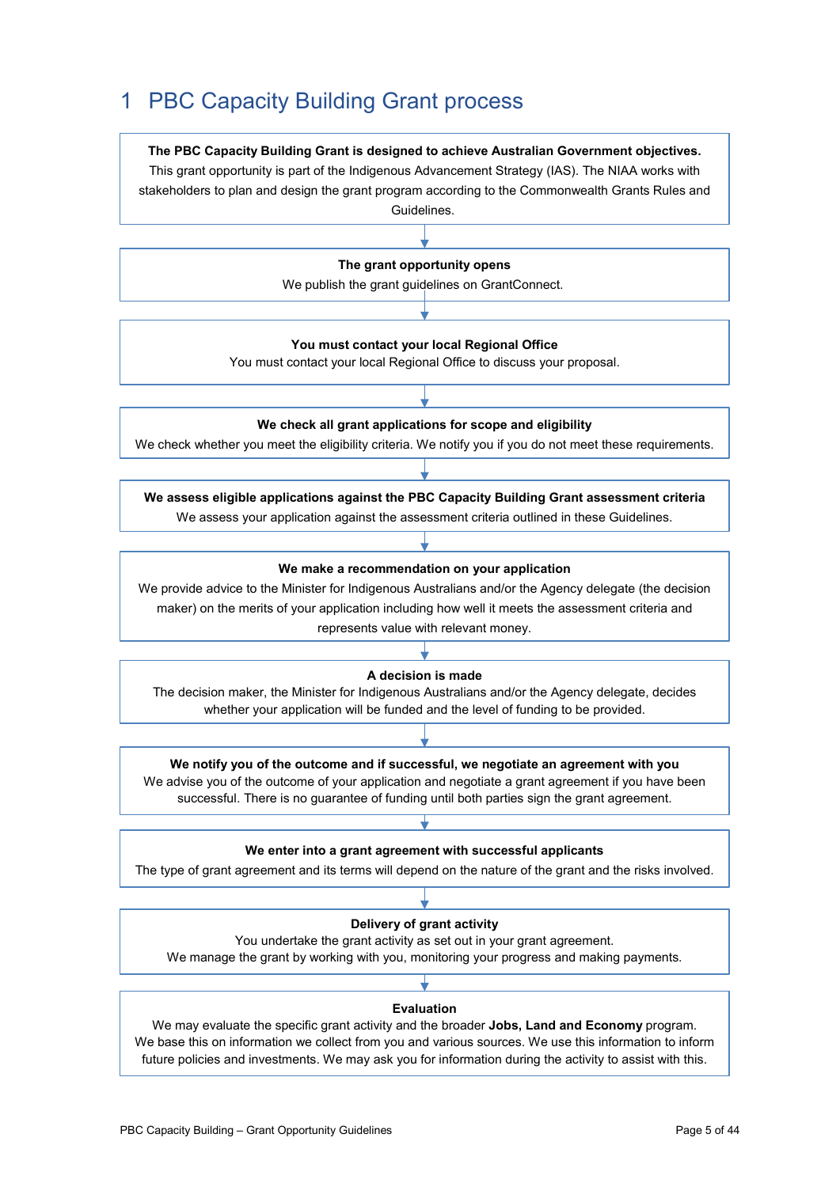# 1 PBC Capacity Building Grant process

**The PBC Capacity Building Grant is designed to achieve Australian Government objectives.**
This grant opportunity is part of the Indigenous Advancement Strategy (IAS). The NIAA works with stakeholders to plan and design the grant program according to the Commonwealth Grants Rules and Guidelines.

↓

**The grant opportunity opens**
We publish the grant guidelines on GrantConnect.

↓

**You must contact your local Regional Office**
You must contact your local Regional Office to discuss your proposal.

↓

**We check all grant applications for scope and eligibility**
We check whether you meet the eligibility criteria. We notify you if you do not meet these requirements.

↓

**We assess eligible applications against the PBC Capacity Building Grant assessment criteria**
We assess your application against the assessment criteria outlined in these Guidelines.

↓

**We make a recommendation on your application**
We provide advice to the Minister for Indigenous Australians and/or the Agency delegate (the decision maker) on the merits of your application including how well it meets the assessment criteria and represents value with relevant money.

↓

**A decision is made**
The decision maker, the Minister for Indigenous Australians and/or the Agency delegate, decides whether your application will be funded and the level of funding to be provided.

↓

**We notify you of the outcome and if successful, we negotiate an agreement with you**
We advise you of the outcome of your application and negotiate a grant agreement if you have been successful. There is no guarantee of funding until both parties sign the grant agreement.

↓

**We enter into a grant agreement with successful applicants**
The type of grant agreement and its terms will depend on the nature of the grant and the risks involved.

↓

**Delivery of grant activity**
You undertake the grant activity as set out in your grant agreement.
We manage the grant by working with you, monitoring your progress and making payments.

↓

**Evaluation**
We may evaluate the specific grant activity and the broader **Jobs, Land and Economy** program. We base this on information we collect from you and various sources. We use this information to inform future policies and investments. We may ask you for information during the activity to assist with this.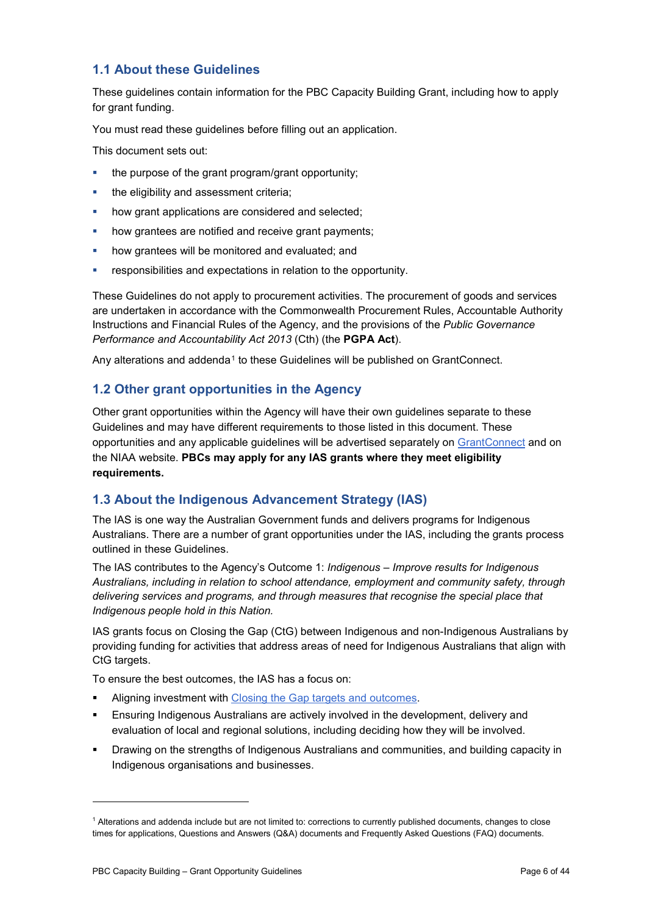## 1.1 About these Guidelines

These guidelines contain information for the PBC Capacity Building Grant, including how to apply for grant funding.

You must read these guidelines before filling out an application.

This document sets out:

- the purpose of the grant program/grant opportunity;
- the eligibility and assessment criteria;
- how grant applications are considered and selected;
- how grantees are notified and receive grant payments;
- how grantees will be monitored and evaluated; and
- responsibilities and expectations in relation to the opportunity.

These Guidelines do not apply to procurement activities. The procurement of goods and services are undertaken in accordance with the Commonwealth Procurement Rules, Accountable Authority Instructions and Financial Rules of the Agency, and the provisions of the *Public Governance Performance and Accountability Act 2013* (Cth) (the **PGPA Act**).

Any alterations and addenda[1] to these Guidelines will be published on GrantConnect.

## 1.2 Other grant opportunities in the Agency

Other grant opportunities within the Agency will have their own guidelines separate to these Guidelines and may have different requirements to those listed in this document. These opportunities and any applicable guidelines will be advertised separately on GrantConnect and on the NIAA website. **PBCs may apply for any IAS grants where they meet eligibility requirements.**

## 1.3 About the Indigenous Advancement Strategy (IAS)

The IAS is one way the Australian Government funds and delivers programs for Indigenous Australians. There are a number of grant opportunities under the IAS, including the grants process outlined in these Guidelines.

The IAS contributes to the Agency's Outcome 1: *Indigenous – Improve results for Indigenous Australians, including in relation to school attendance, employment and community safety, through delivering services and programs, and through measures that recognise the special place that Indigenous people hold in this Nation.*

IAS grants focus on Closing the Gap (CtG) between Indigenous and non-Indigenous Australians by providing funding for activities that address areas of need for Indigenous Australians that align with CtG targets.

To ensure the best outcomes, the IAS has a focus on:

- Aligning investment with Closing the Gap targets and outcomes.
- Ensuring Indigenous Australians are actively involved in the development, delivery and evaluation of local and regional solutions, including deciding how they will be involved.
- Drawing on the strengths of Indigenous Australians and communities, and building capacity in Indigenous organisations and businesses.

[1] Alterations and addenda include but are not limited to: corrections to currently published documents, changes to close times for applications, Questions and Answers (Q&A) documents and Frequently Asked Questions (FAQ) documents.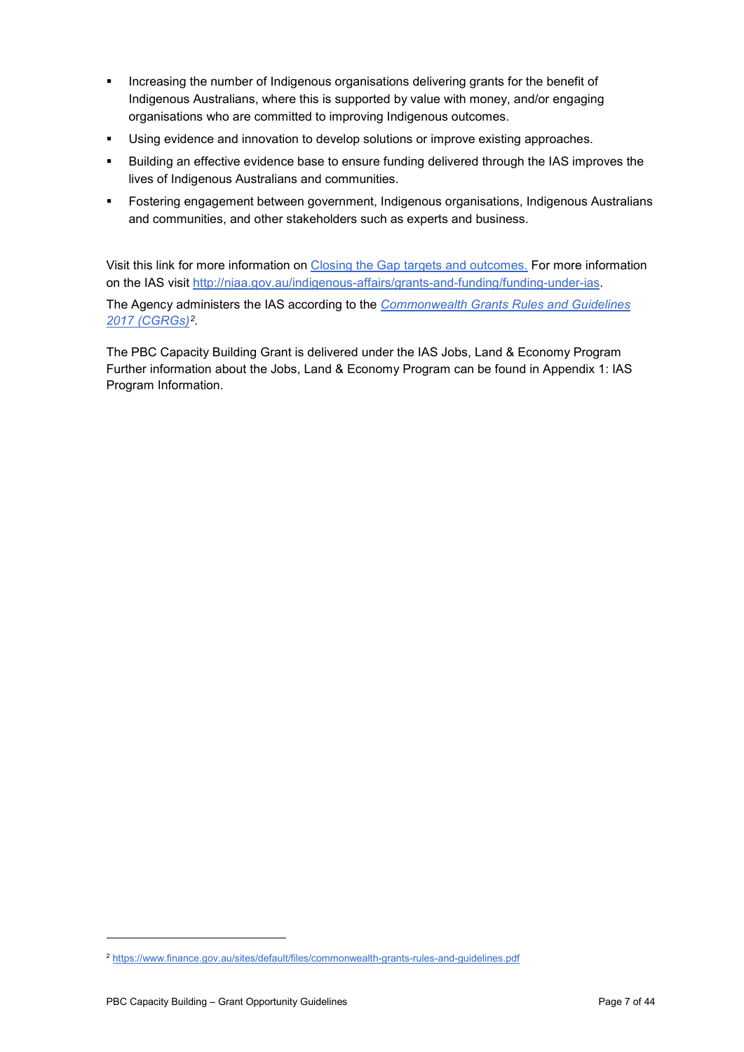- Increasing the number of Indigenous organisations delivering grants for the benefit of Indigenous Australians, where this is supported by value with money, and/or engaging organisations who are committed to improving Indigenous outcomes.
- Using evidence and innovation to develop solutions or improve existing approaches.
- Building an effective evidence base to ensure funding delivered through the IAS improves the lives of Indigenous Australians and communities.
- Fostering engagement between government, Indigenous organisations, Indigenous Australians and communities, and other stakeholders such as experts and business.

Visit this link for more information on [Closing the Gap targets and outcomes.](#) For more information on the IAS visit [http://niaa.gov.au/indigenous-affairs/grants-and-funding/funding-under-ias](http://niaa.gov.au/indigenous-affairs/grants-and-funding/funding-under-ias).

The Agency administers the IAS according to the *[Commonwealth Grants Rules and Guidelines 2017 (CGRGs)](https://www.finance.gov.au/sites/default/files/commonwealth-grants-rules-and-guidelines.pdf)*[2].

The PBC Capacity Building Grant is delivered under the IAS Jobs, Land & Economy Program Further information about the Jobs, Land & Economy Program can be found in Appendix 1: IAS Program Information.

---

[2] [https://www.finance.gov.au/sites/default/files/commonwealth-grants-rules-and-guidelines.pdf](https://www.finance.gov.au/sites/default/files/commonwealth-grants-rules-and-guidelines.pdf)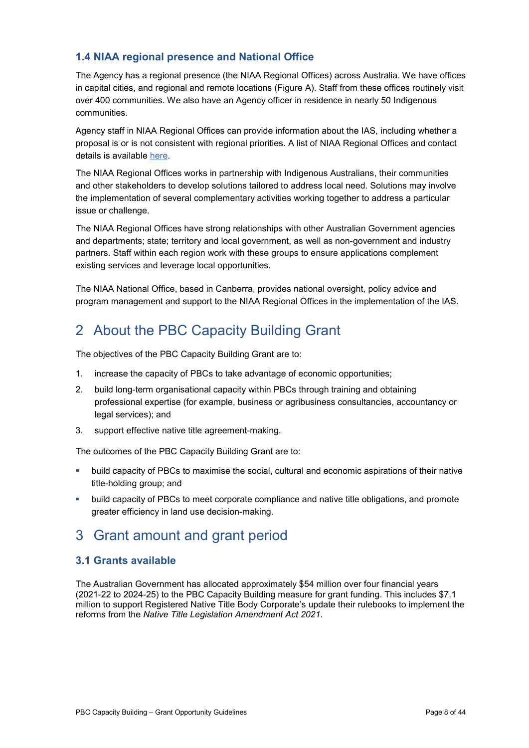### 1.4 NIAA regional presence and National Office

The Agency has a regional presence (the NIAA Regional Offices) across Australia. We have offices in capital cities, and regional and remote locations (Figure A). Staff from these offices routinely visit over 400 communities. We also have an Agency officer in residence in nearly 50 Indigenous communities.

Agency staff in NIAA Regional Offices can provide information about the IAS, including whether a proposal is or is not consistent with regional priorities. A list of NIAA Regional Offices and contact details is available here.

The NIAA Regional Offices works in partnership with Indigenous Australians, their communities and other stakeholders to develop solutions tailored to address local need. Solutions may involve the implementation of several complementary activities working together to address a particular issue or challenge.

The NIAA Regional Offices have strong relationships with other Australian Government agencies and departments; state; territory and local government, as well as non-government and industry partners. Staff within each region work with these groups to ensure applications complement existing services and leverage local opportunities.

The NIAA National Office, based in Canberra, provides national oversight, policy advice and program management and support to the NIAA Regional Offices in the implementation of the IAS.

## 2 About the PBC Capacity Building Grant

The objectives of the PBC Capacity Building Grant are to:

1. increase the capacity of PBCs to take advantage of economic opportunities;
2. build long-term organisational capacity within PBCs through training and obtaining professional expertise (for example, business or agribusiness consultancies, accountancy or legal services); and
3. support effective native title agreement-making.

The outcomes of the PBC Capacity Building Grant are to:

- build capacity of PBCs to maximise the social, cultural and economic aspirations of their native title-holding group; and
- build capacity of PBCs to meet corporate compliance and native title obligations, and promote greater efficiency in land use decision-making.

## 3 Grant amount and grant period

### 3.1 Grants available

The Australian Government has allocated approximately $54 million over four financial years (2021-22 to 2024-25) to the PBC Capacity Building measure for grant funding. This includes $7.1 million to support Registered Native Title Body Corporate's update their rulebooks to implement the reforms from the *Native Title Legislation Amendment Act 2021*.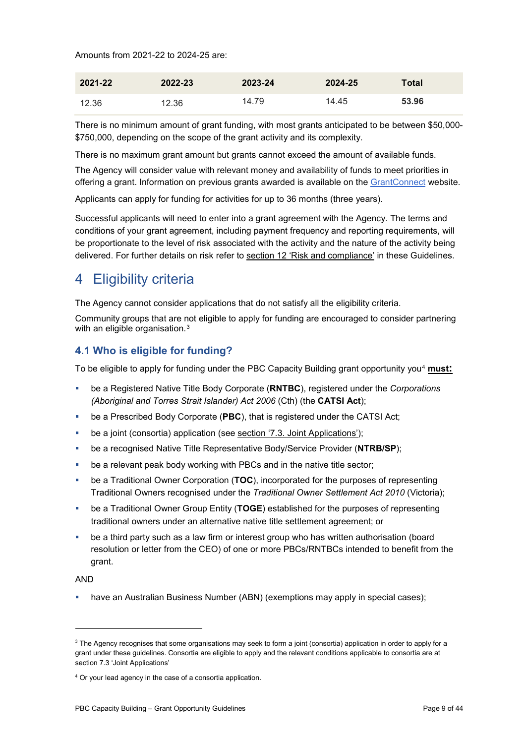Amounts from 2021-22 to 2024-25 are:

| 2021-22 | 2022-23 | 2023-24 | 2024-25 | Total |
|---|---|---|---|---|
| 12.36 | 12.36 | 14.79 | 14.45 | **53.96** |

There is no minimum amount of grant funding, with most grants anticipated to be between $50,000-$750,000, depending on the scope of the grant activity and its complexity.

There is no maximum grant amount but grants cannot exceed the amount of available funds.

The Agency will consider value with relevant money and availability of funds to meet priorities in offering a grant. Information on previous grants awarded is available on the GrantConnect website.

Applicants can apply for funding for activities for up to 36 months (three years).

Successful applicants will need to enter into a grant agreement with the Agency. The terms and conditions of your grant agreement, including payment frequency and reporting requirements, will be proportionate to the level of risk associated with the activity and the nature of the activity being delivered. For further details on risk refer to section 12 'Risk and compliance' in these Guidelines.

# 4 Eligibility criteria

The Agency cannot consider applications that do not satisfy all the eligibility criteria.

Community groups that are not eligible to apply for funding are encouraged to consider partnering with an eligible organisation.[3]

## 4.1 Who is eligible for funding?

To be eligible to apply for funding under the PBC Capacity Building grant opportunity you[4] **must:**

- be a Registered Native Title Body Corporate (**RNTBC**), registered under the *Corporations (Aboriginal and Torres Strait Islander) Act 2006* (Cth) (the **CATSI Act**);
- be a Prescribed Body Corporate (**PBC**), that is registered under the CATSI Act;
- be a joint (consortia) application (see section '7.3. Joint Applications');
- be a recognised Native Title Representative Body/Service Provider (**NTRB/SP**);
- be a relevant peak body working with PBCs and in the native title sector;
- be a Traditional Owner Corporation (**TOC**), incorporated for the purposes of representing Traditional Owners recognised under the *Traditional Owner Settlement Act 2010* (Victoria);
- be a Traditional Owner Group Entity (**TOGE**) established for the purposes of representing traditional owners under an alternative native title settlement agreement; or
- be a third party such as a law firm or interest group who has written authorisation (board resolution or letter from the CEO) of one or more PBCs/RNTBCs intended to benefit from the grant.

AND

- have an Australian Business Number (ABN) (exemptions may apply in special cases);

---

[3] The Agency recognises that some organisations may seek to form a joint (consortia) application in order to apply for a grant under these guidelines. Consortia are eligible to apply and the relevant conditions applicable to consortia are at section 7.3 'Joint Applications'

[4] Or your lead agency in the case of a consortia application.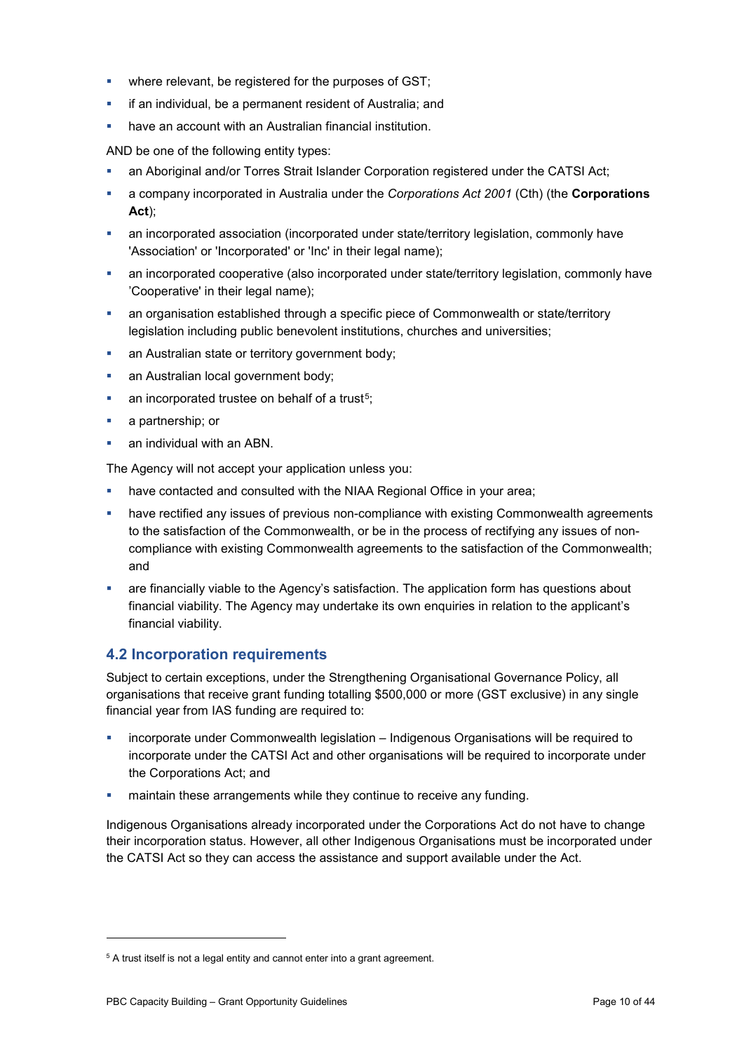- where relevant, be registered for the purposes of GST;
- if an individual, be a permanent resident of Australia; and
- have an account with an Australian financial institution.

AND be one of the following entity types:

- an Aboriginal and/or Torres Strait Islander Corporation registered under the CATSI Act;
- a company incorporated in Australia under the *Corporations Act 2001* (Cth) (the **Corporations Act**);
- an incorporated association (incorporated under state/territory legislation, commonly have 'Association' or 'Incorporated' or 'Inc' in their legal name);
- an incorporated cooperative (also incorporated under state/territory legislation, commonly have 'Cooperative' in their legal name);
- an organisation established through a specific piece of Commonwealth or state/territory legislation including public benevolent institutions, churches and universities;
- an Australian state or territory government body;
- an Australian local government body;
- an incorporated trustee on behalf of a trust[5];
- a partnership; or
- an individual with an ABN.

The Agency will not accept your application unless you:

- have contacted and consulted with the NIAA Regional Office in your area;
- have rectified any issues of previous non-compliance with existing Commonwealth agreements to the satisfaction of the Commonwealth, or be in the process of rectifying any issues of non-compliance with existing Commonwealth agreements to the satisfaction of the Commonwealth; and
- are financially viable to the Agency's satisfaction. The application form has questions about financial viability. The Agency may undertake its own enquiries in relation to the applicant's financial viability.

## 4.2 Incorporation requirements

Subject to certain exceptions, under the Strengthening Organisational Governance Policy, all organisations that receive grant funding totalling $500,000 or more (GST exclusive) in any single financial year from IAS funding are required to:

- incorporate under Commonwealth legislation – Indigenous Organisations will be required to incorporate under the CATSI Act and other organisations will be required to incorporate under the Corporations Act; and
- maintain these arrangements while they continue to receive any funding.

Indigenous Organisations already incorporated under the Corporations Act do not have to change their incorporation status. However, all other Indigenous Organisations must be incorporated under the CATSI Act so they can access the assistance and support available under the Act.

---

[5] A trust itself is not a legal entity and cannot enter into a grant agreement.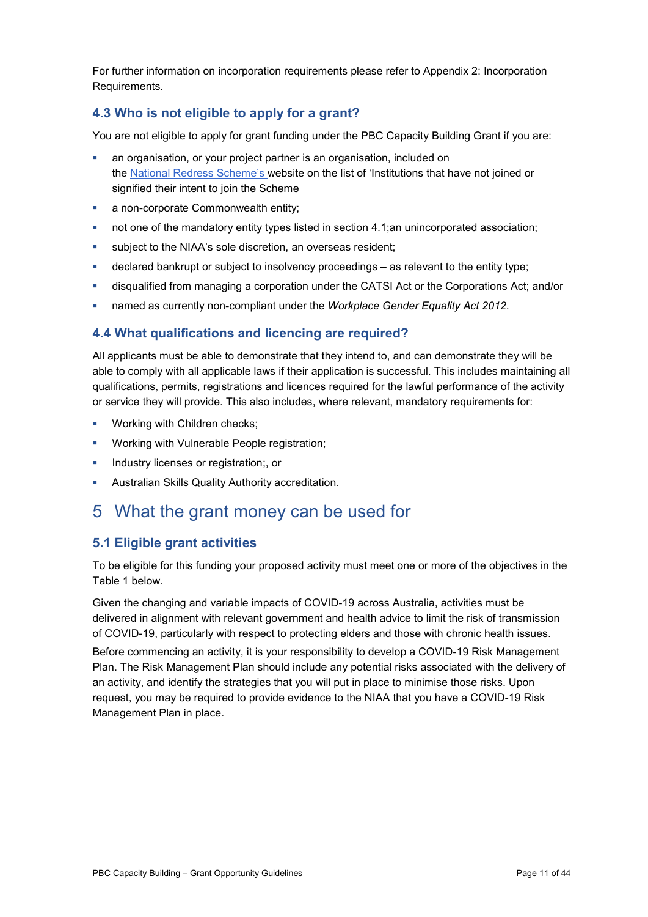For further information on incorporation requirements please refer to Appendix 2: Incorporation Requirements.

### 4.3 Who is not eligible to apply for a grant?

You are not eligible to apply for grant funding under the PBC Capacity Building Grant if you are:

- an organisation, or your project partner is an organisation, included on the National Redress Scheme's website on the list of 'Institutions that have not joined or signified their intent to join the Scheme
- a non-corporate Commonwealth entity;
- not one of the mandatory entity types listed in section 4.1;an unincorporated association;
- subject to the NIAA's sole discretion, an overseas resident;
- declared bankrupt or subject to insolvency proceedings – as relevant to the entity type;
- disqualified from managing a corporation under the CATSI Act or the Corporations Act; and/or
- named as currently non-compliant under the *Workplace Gender Equality Act 2012*.

### 4.4 What qualifications and licencing are required?

All applicants must be able to demonstrate that they intend to, and can demonstrate they will be able to comply with all applicable laws if their application is successful. This includes maintaining all qualifications, permits, registrations and licences required for the lawful performance of the activity or service they will provide. This also includes, where relevant, mandatory requirements for:

- Working with Children checks;
- Working with Vulnerable People registration;
- Industry licenses or registration;, or
- Australian Skills Quality Authority accreditation.

## 5 What the grant money can be used for

### 5.1 Eligible grant activities

To be eligible for this funding your proposed activity must meet one or more of the objectives in the Table 1 below.

Given the changing and variable impacts of COVID-19 across Australia, activities must be delivered in alignment with relevant government and health advice to limit the risk of transmission of COVID-19, particularly with respect to protecting elders and those with chronic health issues.

Before commencing an activity, it is your responsibility to develop a COVID-19 Risk Management Plan. The Risk Management Plan should include any potential risks associated with the delivery of an activity, and identify the strategies that you will put in place to minimise those risks. Upon request, you may be required to provide evidence to the NIAA that you have a COVID-19 Risk Management Plan in place.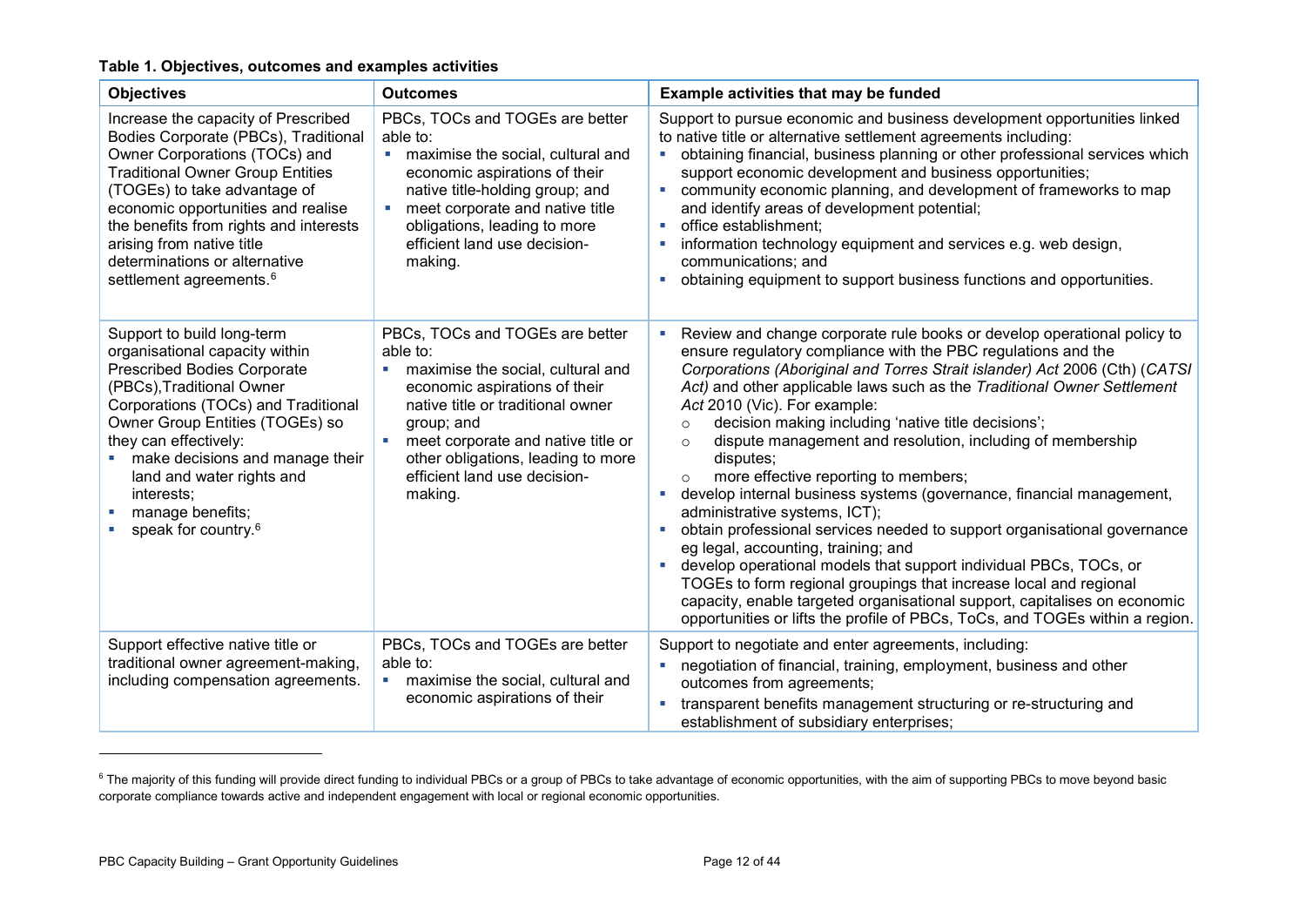**Table 1. Objectives, outcomes and examples activities**

| Objectives | Outcomes | Example activities that may be funded |
|---|---|---|
| Increase the capacity of Prescribed Bodies Corporate (PBCs), Traditional Owner Corporations (TOCs) and Traditional Owner Group Entities (TOGEs) to take advantage of economic opportunities and realise the benefits from rights and interests arising from native title determinations or alternative settlement agreements.[6] | PBCs, TOCs and TOGEs are better able to:<br>▪ maximise the social, cultural and economic aspirations of their native title-holding group; and<br>▪ meet corporate and native title obligations, leading to more efficient land use decision-making. | Support to pursue economic and business development opportunities linked to native title or alternative settlement agreements including:<br>▪ obtaining financial, business planning or other professional services which support economic development and business opportunities;<br>▪ community economic planning, and development of frameworks to map and identify areas of development potential;<br>▪ office establishment;<br>▪ information technology equipment and services e.g. web design, communications; and<br>▪ obtaining equipment to support business functions and opportunities. |
| Support to build long-term organisational capacity within Prescribed Bodies Corporate (PBCs),Traditional Owner Corporations (TOCs) and Traditional Owner Group Entities (TOGEs) so they can effectively:<br>▪ make decisions and manage their land and water rights and interests;<br>▪ manage benefits;<br>▪ speak for country.[6] | PBCs, TOCs and TOGEs are better able to:<br>▪ maximise the social, cultural and economic aspirations of their native title or traditional owner group; and<br>▪ meet corporate and native title or other obligations, leading to more efficient land use decision-making. | ▪ Review and change corporate rule books or develop operational policy to ensure regulatory compliance with the PBC regulations and the *Corporations (Aboriginal and Torres Strait islander) Act* 2006 (Cth) (*CATSI Act)* and other applicable laws such as the *Traditional Owner Settlement Act* 2010 (Vic). For example:<br>○ decision making including 'native title decisions';<br>○ dispute management and resolution, including of membership disputes;<br>○ more effective reporting to members;<br>▪ develop internal business systems (governance, financial management, administrative systems, ICT);<br>▪ obtain professional services needed to support organisational governance eg legal, accounting, training; and<br>▪ develop operational models that support individual PBCs, TOCs, or TOGEs to form regional groupings that increase local and regional capacity, enable targeted organisational support, capitalises on economic opportunities or lifts the profile of PBCs, ToCs, and TOGEs within a region. |
| Support effective native title or traditional owner agreement-making, including compensation agreements. | PBCs, TOCs and TOGEs are better able to:<br>▪ maximise the social, cultural and economic aspirations of their | Support to negotiate and enter agreements, including:<br>▪ negotiation of financial, training, employment, business and other outcomes from agreements;<br>▪ transparent benefits management structuring or re-structuring and establishment of subsidiary enterprises; |

[6] The majority of this funding will provide direct funding to individual PBCs or a group of PBCs to take advantage of economic opportunities, with the aim of supporting PBCs to move beyond basic corporate compliance towards active and independent engagement with local or regional economic opportunities.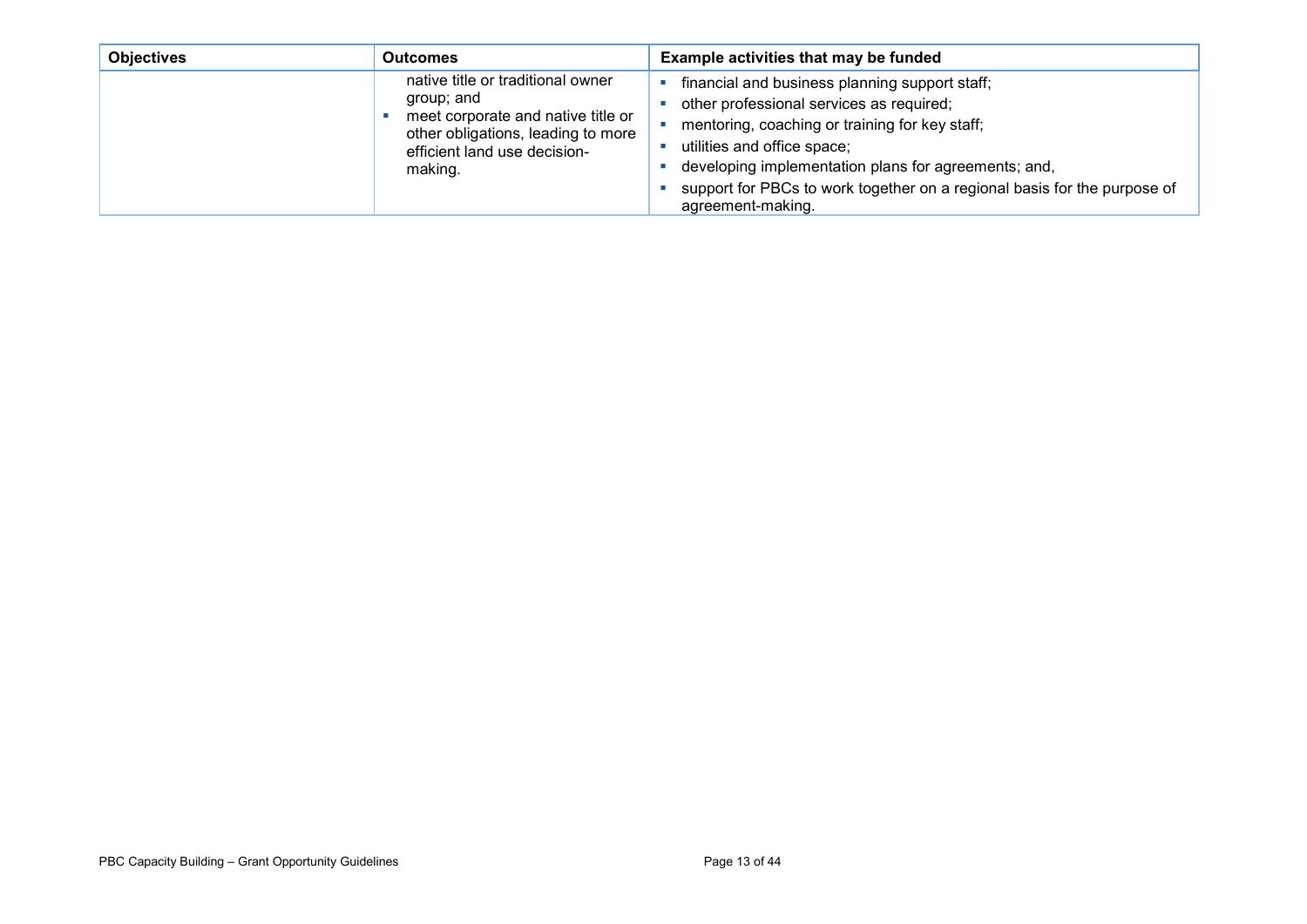| Objectives | Outcomes | Example activities that may be funded |
|---|---|---|
| | native title or traditional owner group; and<br>▪ meet corporate and native title or other obligations, leading to more efficient land use decision-making. | ▪ financial and business planning support staff;<br>▪ other professional services as required;<br>▪ mentoring, coaching or training for key staff;<br>▪ utilities and office space;<br>▪ developing implementation plans for agreements; and,<br>▪ support for PBCs to work together on a regional basis for the purpose of agreement-making. |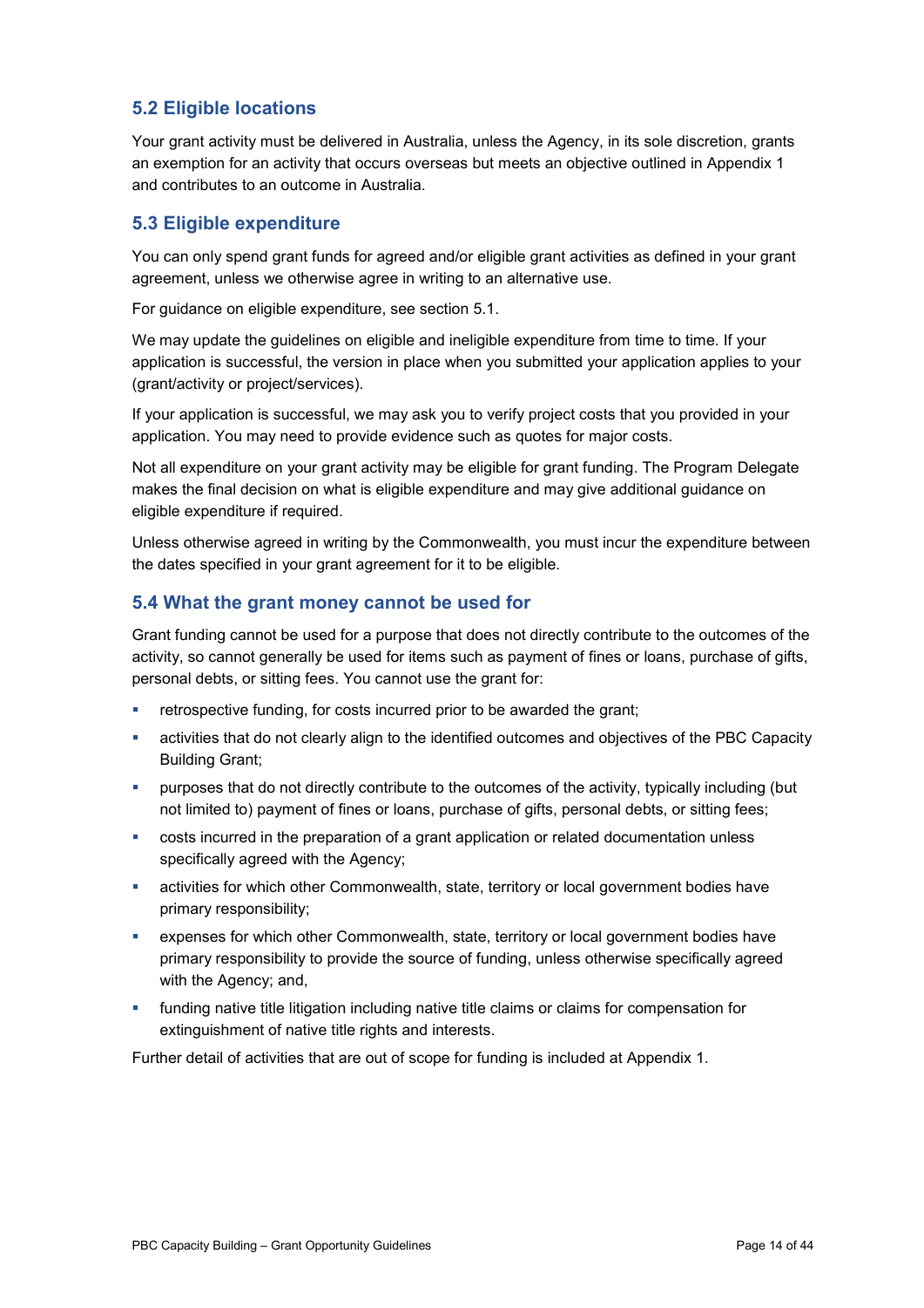### 5.2 Eligible locations

Your grant activity must be delivered in Australia, unless the Agency, in its sole discretion, grants an exemption for an activity that occurs overseas but meets an objective outlined in Appendix 1 and contributes to an outcome in Australia.

### 5.3 Eligible expenditure

You can only spend grant funds for agreed and/or eligible grant activities as defined in your grant agreement, unless we otherwise agree in writing to an alternative use.

For guidance on eligible expenditure, see section 5.1.

We may update the guidelines on eligible and ineligible expenditure from time to time. If your application is successful, the version in place when you submitted your application applies to your (grant/activity or project/services).

If your application is successful, we may ask you to verify project costs that you provided in your application. You may need to provide evidence such as quotes for major costs.

Not all expenditure on your grant activity may be eligible for grant funding. The Program Delegate makes the final decision on what is eligible expenditure and may give additional guidance on eligible expenditure if required.

Unless otherwise agreed in writing by the Commonwealth, you must incur the expenditure between the dates specified in your grant agreement for it to be eligible.

### 5.4 What the grant money cannot be used for

Grant funding cannot be used for a purpose that does not directly contribute to the outcomes of the activity, so cannot generally be used for items such as payment of fines or loans, purchase of gifts, personal debts, or sitting fees. You cannot use the grant for:

- retrospective funding, for costs incurred prior to be awarded the grant;
- activities that do not clearly align to the identified outcomes and objectives of the PBC Capacity Building Grant;
- purposes that do not directly contribute to the outcomes of the activity, typically including (but not limited to) payment of fines or loans, purchase of gifts, personal debts, or sitting fees;
- costs incurred in the preparation of a grant application or related documentation unless specifically agreed with the Agency;
- activities for which other Commonwealth, state, territory or local government bodies have primary responsibility;
- expenses for which other Commonwealth, state, territory or local government bodies have primary responsibility to provide the source of funding, unless otherwise specifically agreed with the Agency; and,
- funding native title litigation including native title claims or claims for compensation for extinguishment of native title rights and interests.

Further detail of activities that are out of scope for funding is included at Appendix 1.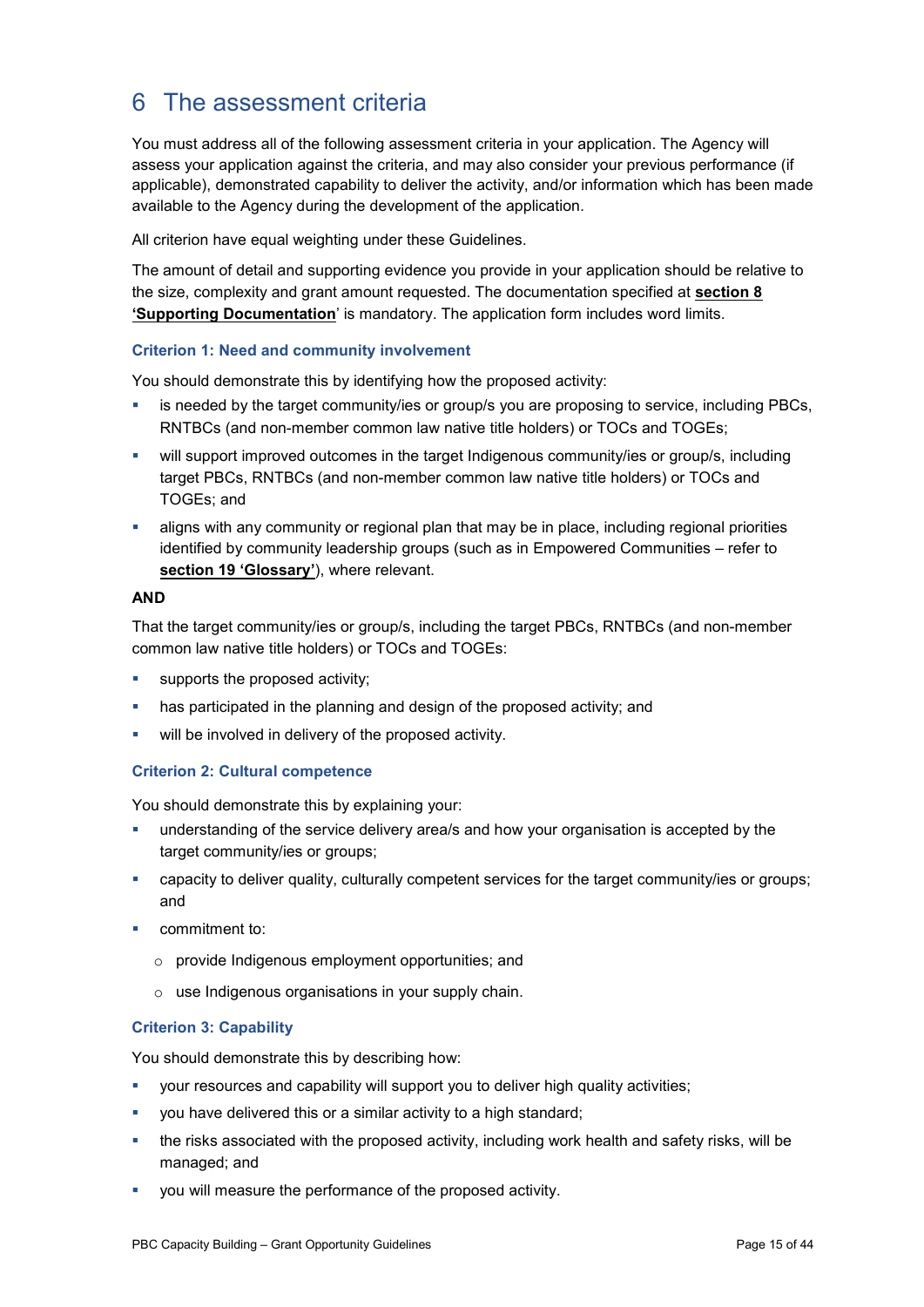# 6 The assessment criteria

You must address all of the following assessment criteria in your application. The Agency will assess your application against the criteria, and may also consider your previous performance (if applicable), demonstrated capability to deliver the activity, and/or information which has been made available to the Agency during the development of the application.

All criterion have equal weighting under these Guidelines.

The amount of detail and supporting evidence you provide in your application should be relative to the size, complexity and grant amount requested. The documentation specified at **section 8 'Supporting Documentation**' is mandatory. The application form includes word limits.

### Criterion 1: Need and community involvement

You should demonstrate this by identifying how the proposed activity:

- is needed by the target community/ies or group/s you are proposing to service, including PBCs, RNTBCs (and non-member common law native title holders) or TOCs and TOGEs;
- will support improved outcomes in the target Indigenous community/ies or group/s, including target PBCs, RNTBCs (and non-member common law native title holders) or TOCs and TOGEs; and
- aligns with any community or regional plan that may be in place, including regional priorities identified by community leadership groups (such as in Empowered Communities – refer to **section 19 'Glossary'**), where relevant.

**AND**

That the target community/ies or group/s, including the target PBCs, RNTBCs (and non-member common law native title holders) or TOCs and TOGEs:

- supports the proposed activity;
- has participated in the planning and design of the proposed activity; and
- will be involved in delivery of the proposed activity.

### Criterion 2: Cultural competence

You should demonstrate this by explaining your:

- understanding of the service delivery area/s and how your organisation is accepted by the target community/ies or groups;
- capacity to deliver quality, culturally competent services for the target community/ies or groups; and
- commitment to:
  - provide Indigenous employment opportunities; and
  - use Indigenous organisations in your supply chain.

### Criterion 3: Capability

You should demonstrate this by describing how:

- your resources and capability will support you to deliver high quality activities;
- you have delivered this or a similar activity to a high standard;
- the risks associated with the proposed activity, including work health and safety risks, will be managed; and
- you will measure the performance of the proposed activity.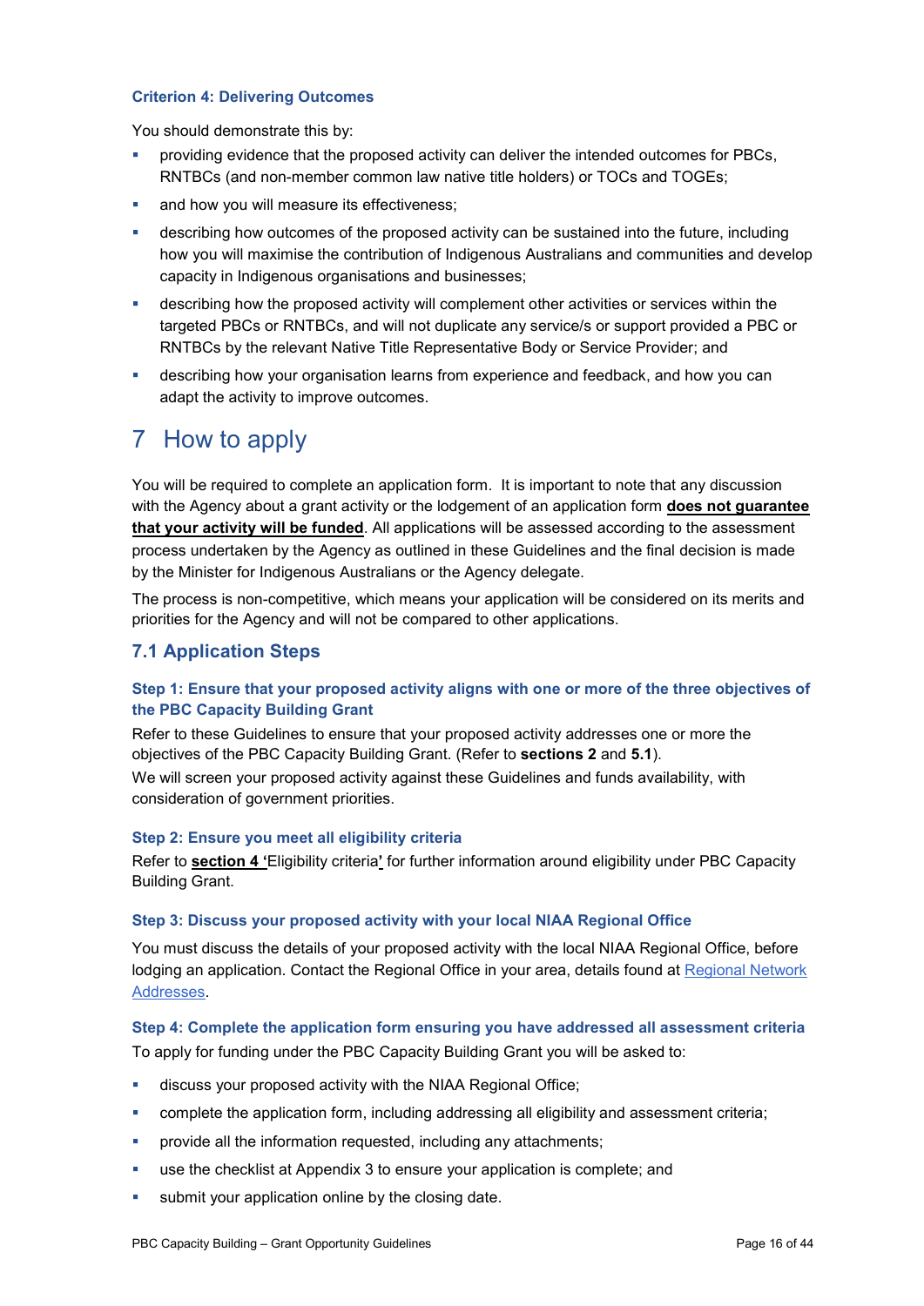#### Criterion 4: Delivering Outcomes

You should demonstrate this by:

- providing evidence that the proposed activity can deliver the intended outcomes for PBCs, RNTBCs (and non-member common law native title holders) or TOCs and TOGEs;
- and how you will measure its effectiveness;
- describing how outcomes of the proposed activity can be sustained into the future, including how you will maximise the contribution of Indigenous Australians and communities and develop capacity in Indigenous organisations and businesses;
- describing how the proposed activity will complement other activities or services within the targeted PBCs or RNTBCs, and will not duplicate any service/s or support provided a PBC or RNTBCs by the relevant Native Title Representative Body or Service Provider; and
- describing how your organisation learns from experience and feedback, and how you can adapt the activity to improve outcomes.

# 7 How to apply

You will be required to complete an application form. It is important to note that any discussion with the Agency about a grant activity or the lodgement of an application form **does not guarantee that your activity will be funded**. All applications will be assessed according to the assessment process undertaken by the Agency as outlined in these Guidelines and the final decision is made by the Minister for Indigenous Australians or the Agency delegate.

The process is non-competitive, which means your application will be considered on its merits and priorities for the Agency and will not be compared to other applications.

## 7.1 Application Steps

#### Step 1: Ensure that your proposed activity aligns with one or more of the three objectives of the PBC Capacity Building Grant

Refer to these Guidelines to ensure that your proposed activity addresses one or more the objectives of the PBC Capacity Building Grant. (Refer to **sections 2** and **5.1**).

We will screen your proposed activity against these Guidelines and funds availability, with consideration of government priorities.

#### Step 2: Ensure you meet all eligibility criteria

Refer to **section 4 '**Eligibility criteria**'** for further information around eligibility under PBC Capacity Building Grant.

#### Step 3: Discuss your proposed activity with your local NIAA Regional Office

You must discuss the details of your proposed activity with the local NIAA Regional Office, before lodging an application. Contact the Regional Office in your area, details found at Regional Network Addresses.

#### Step 4: Complete the application form ensuring you have addressed all assessment criteria

To apply for funding under the PBC Capacity Building Grant you will be asked to:

- discuss your proposed activity with the NIAA Regional Office;
- complete the application form, including addressing all eligibility and assessment criteria;
- provide all the information requested, including any attachments;
- use the checklist at Appendix 3 to ensure your application is complete; and
- submit your application online by the closing date.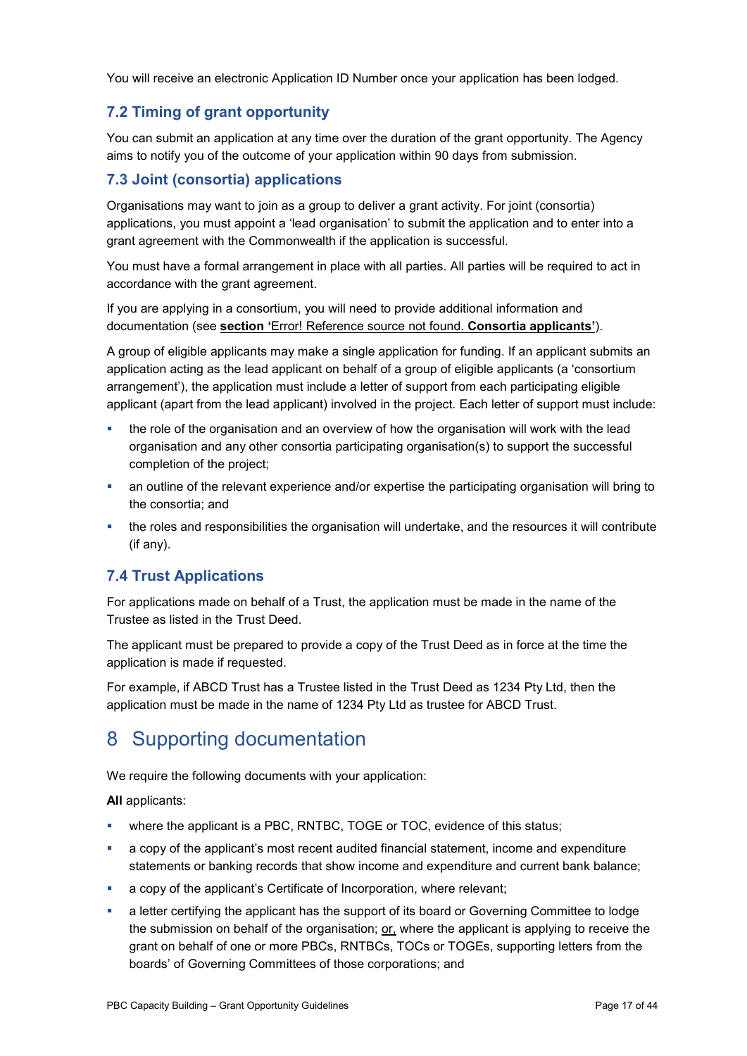You will receive an electronic Application ID Number once your application has been lodged.

### 7.2 Timing of grant opportunity

You can submit an application at any time over the duration of the grant opportunity. The Agency aims to notify you of the outcome of your application within 90 days from submission.

### 7.3 Joint (consortia) applications

Organisations may want to join as a group to deliver a grant activity. For joint (consortia) applications, you must appoint a 'lead organisation' to submit the application and to enter into a grant agreement with the Commonwealth if the application is successful.

You must have a formal arrangement in place with all parties. All parties will be required to act in accordance with the grant agreement.

If you are applying in a consortium, you will need to provide additional information and documentation (see **section '**Error! Reference source not found. **Consortia applicants'**).

A group of eligible applicants may make a single application for funding. If an applicant submits an application acting as the lead applicant on behalf of a group of eligible applicants (a 'consortium arrangement'), the application must include a letter of support from each participating eligible applicant (apart from the lead applicant) involved in the project. Each letter of support must include:

- the role of the organisation and an overview of how the organisation will work with the lead organisation and any other consortia participating organisation(s) to support the successful completion of the project;
- an outline of the relevant experience and/or expertise the participating organisation will bring to the consortia; and
- the roles and responsibilities the organisation will undertake, and the resources it will contribute (if any).

### 7.4 Trust Applications

For applications made on behalf of a Trust, the application must be made in the name of the Trustee as listed in the Trust Deed.

The applicant must be prepared to provide a copy of the Trust Deed as in force at the time the application is made if requested.

For example, if ABCD Trust has a Trustee listed in the Trust Deed as 1234 Pty Ltd, then the application must be made in the name of 1234 Pty Ltd as trustee for ABCD Trust.

## 8 Supporting documentation

We require the following documents with your application:

**All** applicants:

- where the applicant is a PBC, RNTBC, TOGE or TOC, evidence of this status;
- a copy of the applicant's most recent audited financial statement, income and expenditure statements or banking records that show income and expenditure and current bank balance;
- a copy of the applicant's Certificate of Incorporation, where relevant;
- a letter certifying the applicant has the support of its board or Governing Committee to lodge the submission on behalf of the organisation; or, where the applicant is applying to receive the grant on behalf of one or more PBCs, RNTBCs, TOCs or TOGEs, supporting letters from the boards' of Governing Committees of those corporations; and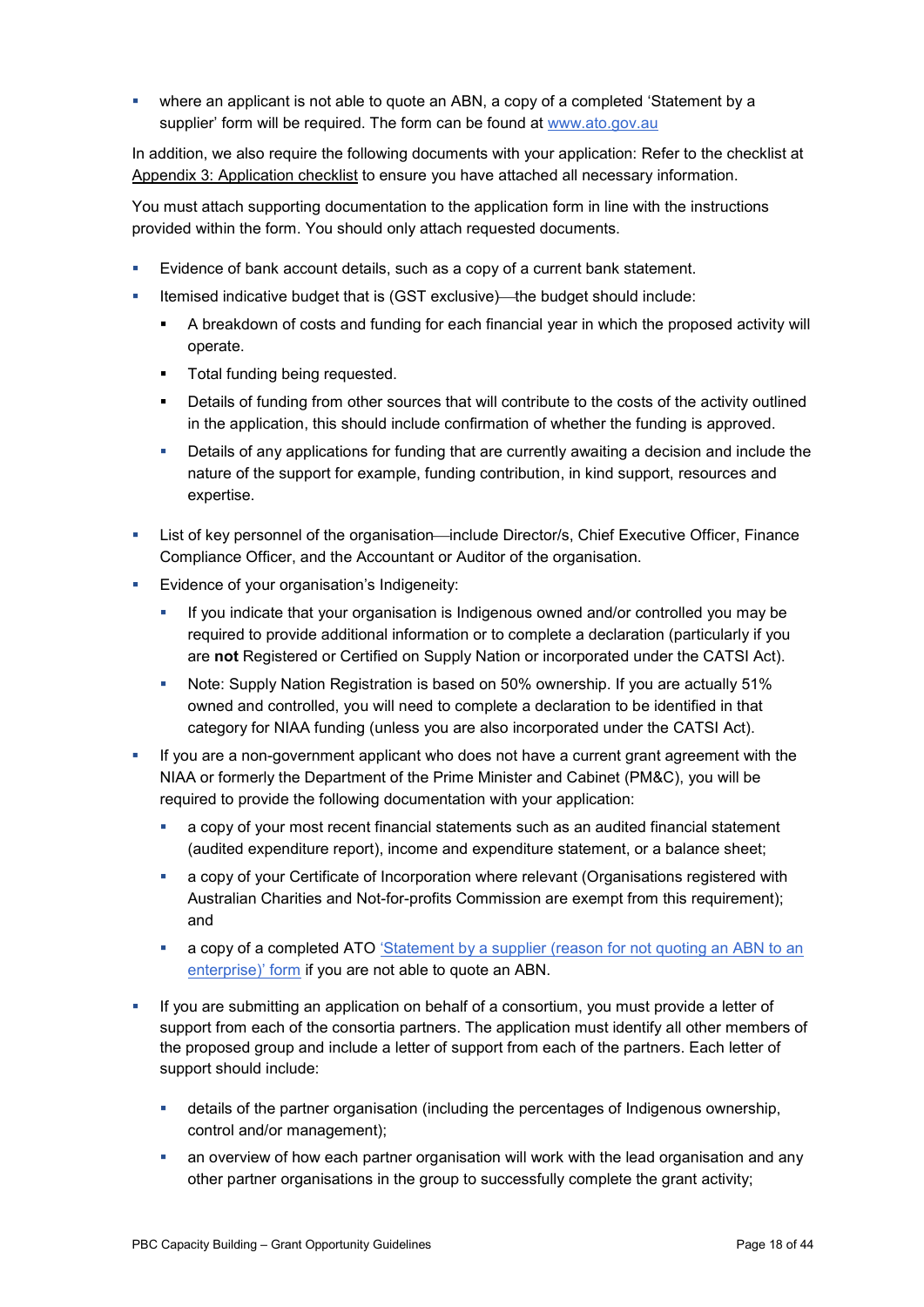- where an applicant is not able to quote an ABN, a copy of a completed 'Statement by a supplier' form will be required. The form can be found at [www.ato.gov.au](www.ato.gov.au)

In addition, we also require the following documents with your application: Refer to the checklist at Appendix 3: Application checklist to ensure you have attached all necessary information.

You must attach supporting documentation to the application form in line with the instructions provided within the form. You should only attach requested documents.

- Evidence of bank account details, such as a copy of a current bank statement.
- Itemised indicative budget that is (GST exclusive)—the budget should include:
  - A breakdown of costs and funding for each financial year in which the proposed activity will operate.
  - Total funding being requested.
  - Details of funding from other sources that will contribute to the costs of the activity outlined in the application, this should include confirmation of whether the funding is approved.
  - Details of any applications for funding that are currently awaiting a decision and include the nature of the support for example, funding contribution, in kind support, resources and expertise.
- List of key personnel of the organisation—include Director/s, Chief Executive Officer, Finance Compliance Officer, and the Accountant or Auditor of the organisation.
- Evidence of your organisation's Indigeneity:
  - If you indicate that your organisation is Indigenous owned and/or controlled you may be required to provide additional information or to complete a declaration (particularly if you are **not** Registered or Certified on Supply Nation or incorporated under the CATSI Act).
  - Note: Supply Nation Registration is based on 50% ownership. If you are actually 51% owned and controlled, you will need to complete a declaration to be identified in that category for NIAA funding (unless you are also incorporated under the CATSI Act).
- If you are a non-government applicant who does not have a current grant agreement with the NIAA or formerly the Department of the Prime Minister and Cabinet (PM&C), you will be required to provide the following documentation with your application:
  - a copy of your most recent financial statements such as an audited financial statement (audited expenditure report), income and expenditure statement, or a balance sheet;
  - a copy of your Certificate of Incorporation where relevant (Organisations registered with Australian Charities and Not-for-profits Commission are exempt from this requirement); and
  - a copy of a completed ATO 'Statement by a supplier (reason for not quoting an ABN to an enterprise)' form if you are not able to quote an ABN.
- If you are submitting an application on behalf of a consortium, you must provide a letter of support from each of the consortia partners. The application must identify all other members of the proposed group and include a letter of support from each of the partners. Each letter of support should include:
  - details of the partner organisation (including the percentages of Indigenous ownership, control and/or management);
  - an overview of how each partner organisation will work with the lead organisation and any other partner organisations in the group to successfully complete the grant activity;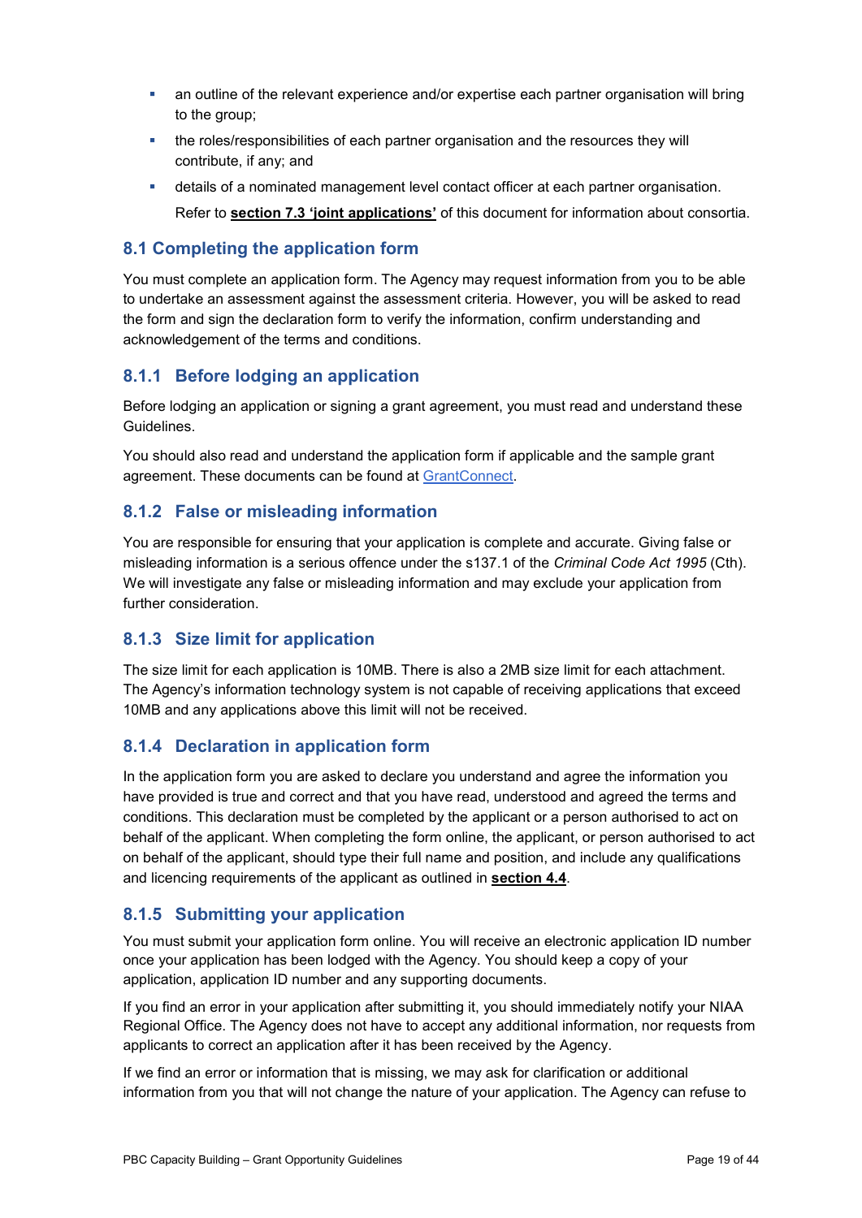- an outline of the relevant experience and/or expertise each partner organisation will bring to the group;
- the roles/responsibilities of each partner organisation and the resources they will contribute, if any; and
- details of a nominated management level contact officer at each partner organisation.

  Refer to **section 7.3 'joint applications'** of this document for information about consortia.

## 8.1 Completing the application form

You must complete an application form. The Agency may request information from you to be able to undertake an assessment against the assessment criteria. However, you will be asked to read the form and sign the declaration form to verify the information, confirm understanding and acknowledgement of the terms and conditions.

### 8.1.1 Before lodging an application

Before lodging an application or signing a grant agreement, you must read and understand these Guidelines.

You should also read and understand the application form if applicable and the sample grant agreement. These documents can be found at GrantConnect.

### 8.1.2 False or misleading information

You are responsible for ensuring that your application is complete and accurate. Giving false or misleading information is a serious offence under the s137.1 of the *Criminal Code Act 1995* (Cth). We will investigate any false or misleading information and may exclude your application from further consideration.

### 8.1.3 Size limit for application

The size limit for each application is 10MB. There is also a 2MB size limit for each attachment. The Agency's information technology system is not capable of receiving applications that exceed 10MB and any applications above this limit will not be received.

### 8.1.4 Declaration in application form

In the application form you are asked to declare you understand and agree the information you have provided is true and correct and that you have read, understood and agreed the terms and conditions. This declaration must be completed by the applicant or a person authorised to act on behalf of the applicant. When completing the form online, the applicant, or person authorised to act on behalf of the applicant, should type their full name and position, and include any qualifications and licencing requirements of the applicant as outlined in **section 4.4**.

### 8.1.5 Submitting your application

You must submit your application form online. You will receive an electronic application ID number once your application has been lodged with the Agency. You should keep a copy of your application, application ID number and any supporting documents.

If you find an error in your application after submitting it, you should immediately notify your NIAA Regional Office. The Agency does not have to accept any additional information, nor requests from applicants to correct an application after it has been received by the Agency.

If we find an error or information that is missing, we may ask for clarification or additional information from you that will not change the nature of your application. The Agency can refuse to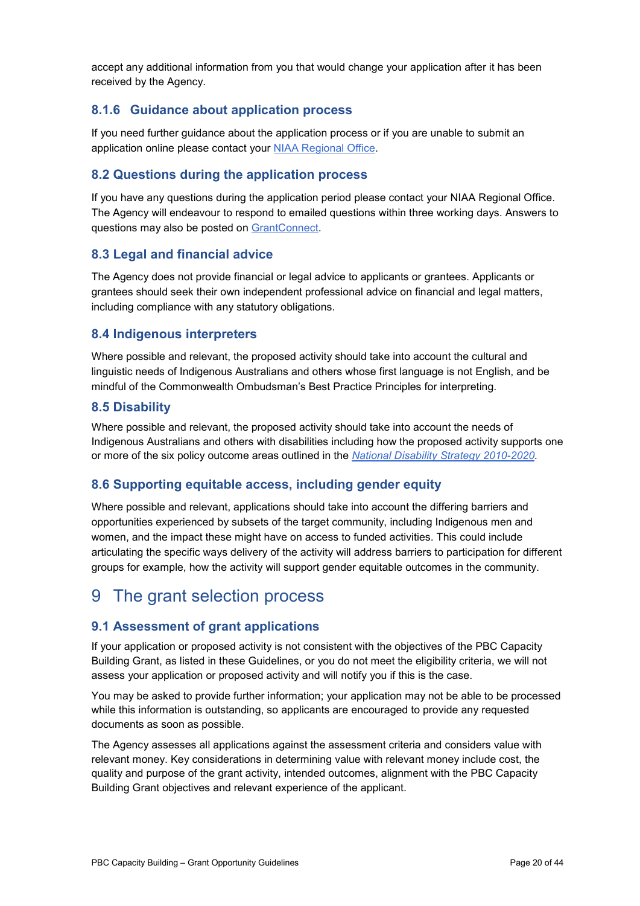accept any additional information from you that would change your application after it has been received by the Agency.

### 8.1.6 Guidance about application process

If you need further guidance about the application process or if you are unable to submit an application online please contact your [NIAA Regional Office](#).

## 8.2 Questions during the application process

If you have any questions during the application period please contact your NIAA Regional Office. The Agency will endeavour to respond to emailed questions within three working days. Answers to questions may also be posted on [GrantConnect](#).

## 8.3 Legal and financial advice

The Agency does not provide financial or legal advice to applicants or grantees. Applicants or grantees should seek their own independent professional advice on financial and legal matters, including compliance with any statutory obligations.

## 8.4 Indigenous interpreters

Where possible and relevant, the proposed activity should take into account the cultural and linguistic needs of Indigenous Australians and others whose first language is not English, and be mindful of the Commonwealth Ombudsman's Best Practice Principles for interpreting.

## 8.5 Disability

Where possible and relevant, the proposed activity should take into account the needs of Indigenous Australians and others with disabilities including how the proposed activity supports one or more of the six policy outcome areas outlined in the *[National Disability Strategy 2010-2020](#).*

## 8.6 Supporting equitable access, including gender equity

Where possible and relevant, applications should take into account the differing barriers and opportunities experienced by subsets of the target community, including Indigenous men and women, and the impact these might have on access to funded activities. This could include articulating the specific ways delivery of the activity will address barriers to participation for different groups for example, how the activity will support gender equitable outcomes in the community.

# 9 The grant selection process

## 9.1 Assessment of grant applications

If your application or proposed activity is not consistent with the objectives of the PBC Capacity Building Grant, as listed in these Guidelines, or you do not meet the eligibility criteria, we will not assess your application or proposed activity and will notify you if this is the case.

You may be asked to provide further information; your application may not be able to be processed while this information is outstanding, so applicants are encouraged to provide any requested documents as soon as possible.

The Agency assesses all applications against the assessment criteria and considers value with relevant money. Key considerations in determining value with relevant money include cost, the quality and purpose of the grant activity, intended outcomes, alignment with the PBC Capacity Building Grant objectives and relevant experience of the applicant.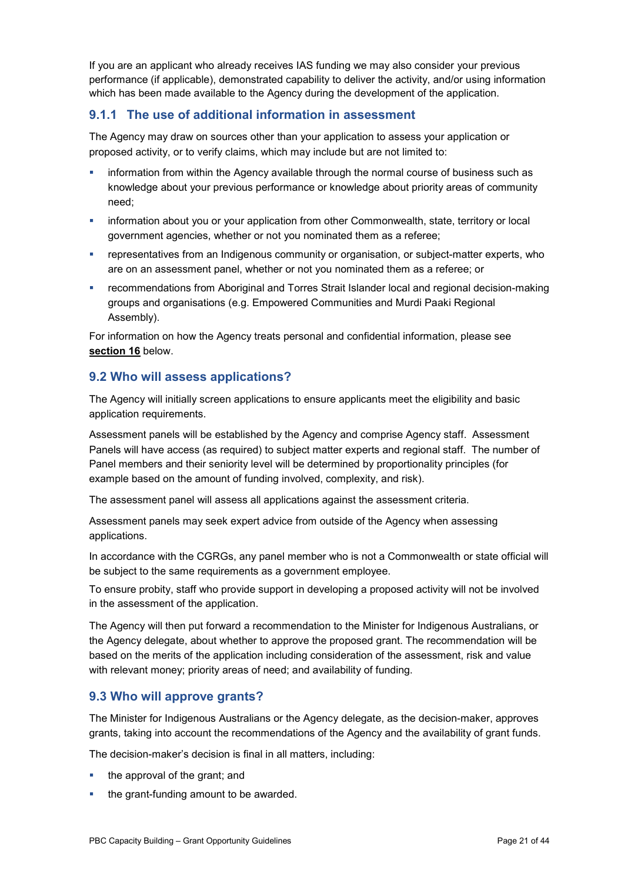If you are an applicant who already receives IAS funding we may also consider your previous performance (if applicable), demonstrated capability to deliver the activity, and/or using information which has been made available to the Agency during the development of the application.

### 9.1.1 The use of additional information in assessment

The Agency may draw on sources other than your application to assess your application or proposed activity, or to verify claims, which may include but are not limited to:

- information from within the Agency available through the normal course of business such as knowledge about your previous performance or knowledge about priority areas of community need;
- information about you or your application from other Commonwealth, state, territory or local government agencies, whether or not you nominated them as a referee;
- representatives from an Indigenous community or organisation, or subject-matter experts, who are on an assessment panel, whether or not you nominated them as a referee; or
- recommendations from Aboriginal and Torres Strait Islander local and regional decision-making groups and organisations (e.g. Empowered Communities and Murdi Paaki Regional Assembly).

For information on how the Agency treats personal and confidential information, please see **section 16** below.

## 9.2 Who will assess applications?

The Agency will initially screen applications to ensure applicants meet the eligibility and basic application requirements.

Assessment panels will be established by the Agency and comprise Agency staff. Assessment Panels will have access (as required) to subject matter experts and regional staff. The number of Panel members and their seniority level will be determined by proportionality principles (for example based on the amount of funding involved, complexity, and risk).

The assessment panel will assess all applications against the assessment criteria.

Assessment panels may seek expert advice from outside of the Agency when assessing applications.

In accordance with the CGRGs, any panel member who is not a Commonwealth or state official will be subject to the same requirements as a government employee.

To ensure probity, staff who provide support in developing a proposed activity will not be involved in the assessment of the application.

The Agency will then put forward a recommendation to the Minister for Indigenous Australians, or the Agency delegate, about whether to approve the proposed grant. The recommendation will be based on the merits of the application including consideration of the assessment, risk and value with relevant money; priority areas of need; and availability of funding.

## 9.3 Who will approve grants?

The Minister for Indigenous Australians or the Agency delegate, as the decision-maker, approves grants, taking into account the recommendations of the Agency and the availability of grant funds.

The decision-maker's decision is final in all matters, including:

- the approval of the grant; and
- the grant-funding amount to be awarded.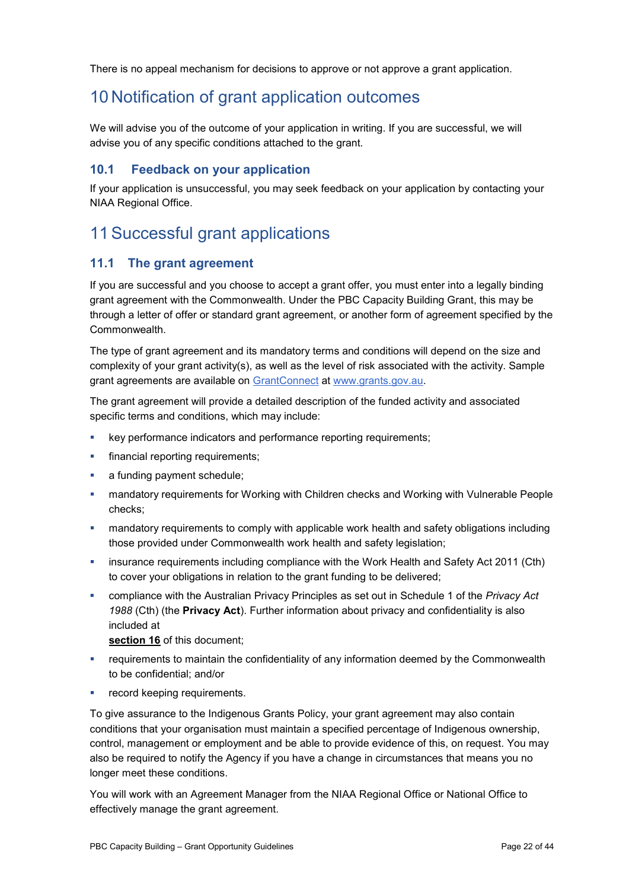There is no appeal mechanism for decisions to approve or not approve a grant application.

# 10 Notification of grant application outcomes

We will advise you of the outcome of your application in writing. If you are successful, we will advise you of any specific conditions attached to the grant.

## 10.1 Feedback on your application

If your application is unsuccessful, you may seek feedback on your application by contacting your NIAA Regional Office.

# 11 Successful grant applications

## 11.1 The grant agreement

If you are successful and you choose to accept a grant offer, you must enter into a legally binding grant agreement with the Commonwealth. Under the PBC Capacity Building Grant, this may be through a letter of offer or standard grant agreement, or another form of agreement specified by the Commonwealth.

The type of grant agreement and its mandatory terms and conditions will depend on the size and complexity of your grant activity(s), as well as the level of risk associated with the activity. Sample grant agreements are available on [GrantConnect](www.grants.gov.au) at [www.grants.gov.au](www.grants.gov.au).

The grant agreement will provide a detailed description of the funded activity and associated specific terms and conditions, which may include:

- key performance indicators and performance reporting requirements;
- financial reporting requirements;
- a funding payment schedule;
- mandatory requirements for Working with Children checks and Working with Vulnerable People checks;
- mandatory requirements to comply with applicable work health and safety obligations including those provided under Commonwealth work health and safety legislation;
- insurance requirements including compliance with the Work Health and Safety Act 2011 (Cth) to cover your obligations in relation to the grant funding to be delivered;
- compliance with the Australian Privacy Principles as set out in Schedule 1 of the *Privacy Act 1988* (Cth) (the **Privacy Act**). Further information about privacy and confidentiality is also included at **section 16** of this document;
- requirements to maintain the confidentiality of any information deemed by the Commonwealth to be confidential; and/or
- record keeping requirements.

To give assurance to the Indigenous Grants Policy, your grant agreement may also contain conditions that your organisation must maintain a specified percentage of Indigenous ownership, control, management or employment and be able to provide evidence of this, on request. You may also be required to notify the Agency if you have a change in circumstances that means you no longer meet these conditions.

You will work with an Agreement Manager from the NIAA Regional Office or National Office to effectively manage the grant agreement.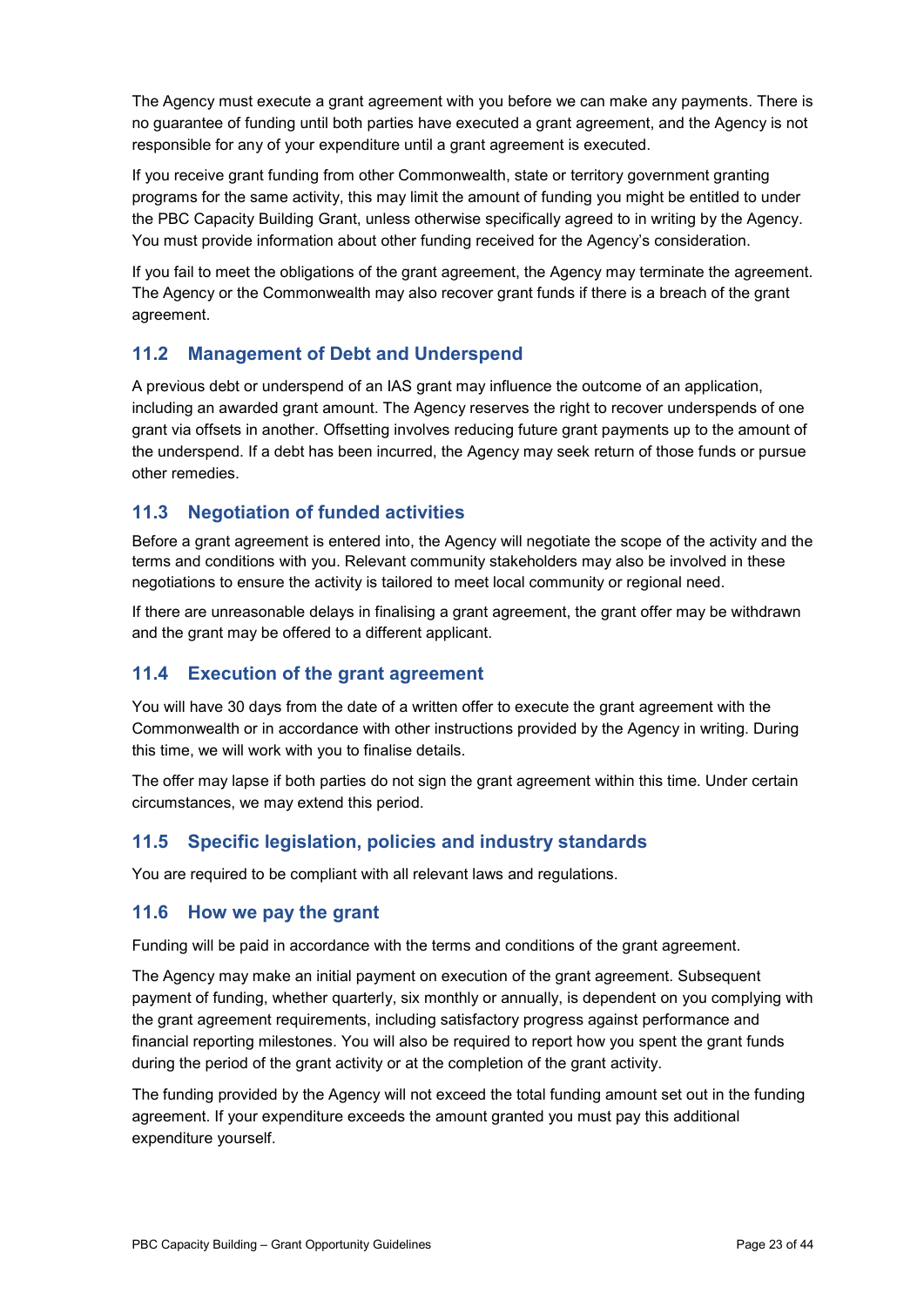The Agency must execute a grant agreement with you before we can make any payments. There is no guarantee of funding until both parties have executed a grant agreement, and the Agency is not responsible for any of your expenditure until a grant agreement is executed.

If you receive grant funding from other Commonwealth, state or territory government granting programs for the same activity, this may limit the amount of funding you might be entitled to under the PBC Capacity Building Grant, unless otherwise specifically agreed to in writing by the Agency. You must provide information about other funding received for the Agency's consideration.

If you fail to meet the obligations of the grant agreement, the Agency may terminate the agreement. The Agency or the Commonwealth may also recover grant funds if there is a breach of the grant agreement.

## 11.2 Management of Debt and Underspend

A previous debt or underspend of an IAS grant may influence the outcome of an application, including an awarded grant amount. The Agency reserves the right to recover underspends of one grant via offsets in another. Offsetting involves reducing future grant payments up to the amount of the underspend. If a debt has been incurred, the Agency may seek return of those funds or pursue other remedies.

## 11.3 Negotiation of funded activities

Before a grant agreement is entered into, the Agency will negotiate the scope of the activity and the terms and conditions with you. Relevant community stakeholders may also be involved in these negotiations to ensure the activity is tailored to meet local community or regional need.

If there are unreasonable delays in finalising a grant agreement, the grant offer may be withdrawn and the grant may be offered to a different applicant.

## 11.4 Execution of the grant agreement

You will have 30 days from the date of a written offer to execute the grant agreement with the Commonwealth or in accordance with other instructions provided by the Agency in writing. During this time, we will work with you to finalise details.

The offer may lapse if both parties do not sign the grant agreement within this time. Under certain circumstances, we may extend this period.

## 11.5 Specific legislation, policies and industry standards

You are required to be compliant with all relevant laws and regulations.

## 11.6 How we pay the grant

Funding will be paid in accordance with the terms and conditions of the grant agreement.

The Agency may make an initial payment on execution of the grant agreement. Subsequent payment of funding, whether quarterly, six monthly or annually, is dependent on you complying with the grant agreement requirements, including satisfactory progress against performance and financial reporting milestones. You will also be required to report how you spent the grant funds during the period of the grant activity or at the completion of the grant activity.

The funding provided by the Agency will not exceed the total funding amount set out in the funding agreement. If your expenditure exceeds the amount granted you must pay this additional expenditure yourself.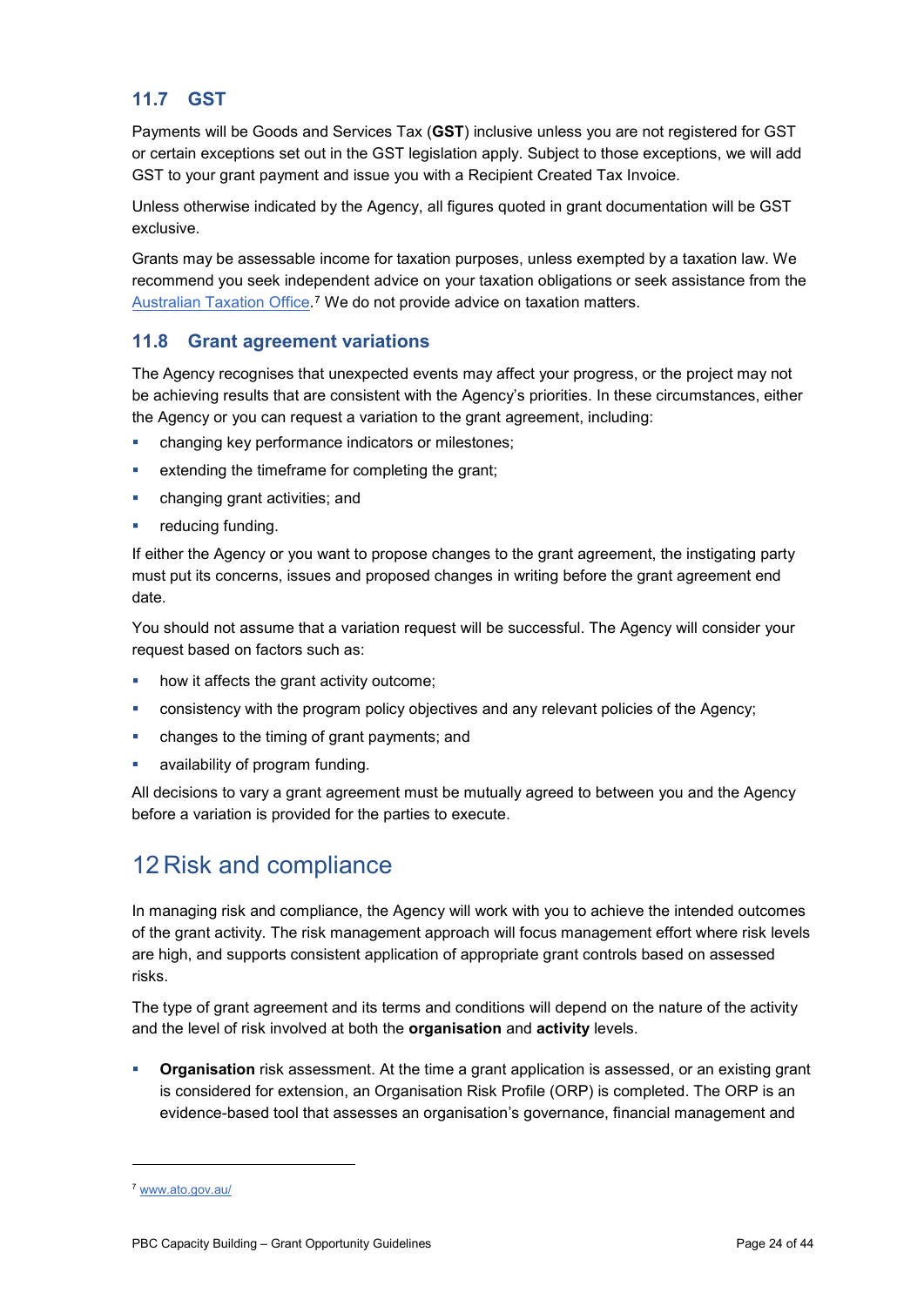### 11.7 GST

Payments will be Goods and Services Tax (**GST**) inclusive unless you are not registered for GST or certain exceptions set out in the GST legislation apply. Subject to those exceptions, we will add GST to your grant payment and issue you with a Recipient Created Tax Invoice.

Unless otherwise indicated by the Agency, all figures quoted in grant documentation will be GST exclusive.

Grants may be assessable income for taxation purposes, unless exempted by a taxation law. We recommend you seek independent advice on your taxation obligations or seek assistance from the Australian Taxation Office.[7] We do not provide advice on taxation matters.

### 11.8 Grant agreement variations

The Agency recognises that unexpected events may affect your progress, or the project may not be achieving results that are consistent with the Agency's priorities. In these circumstances, either the Agency or you can request a variation to the grant agreement, including:

- changing key performance indicators or milestones;
- extending the timeframe for completing the grant;
- changing grant activities; and
- reducing funding.

If either the Agency or you want to propose changes to the grant agreement, the instigating party must put its concerns, issues and proposed changes in writing before the grant agreement end date.

You should not assume that a variation request will be successful. The Agency will consider your request based on factors such as:

- how it affects the grant activity outcome;
- consistency with the program policy objectives and any relevant policies of the Agency;
- changes to the timing of grant payments; and
- availability of program funding.

All decisions to vary a grant agreement must be mutually agreed to between you and the Agency before a variation is provided for the parties to execute.

## 12 Risk and compliance

In managing risk and compliance, the Agency will work with you to achieve the intended outcomes of the grant activity. The risk management approach will focus management effort where risk levels are high, and supports consistent application of appropriate grant controls based on assessed risks.

The type of grant agreement and its terms and conditions will depend on the nature of the activity and the level of risk involved at both the **organisation** and **activity** levels.

- **Organisation** risk assessment. At the time a grant application is assessed, or an existing grant is considered for extension, an Organisation Risk Profile (ORP) is completed. The ORP is an evidence-based tool that assesses an organisation's governance, financial management and

[7] www.ato.gov.au/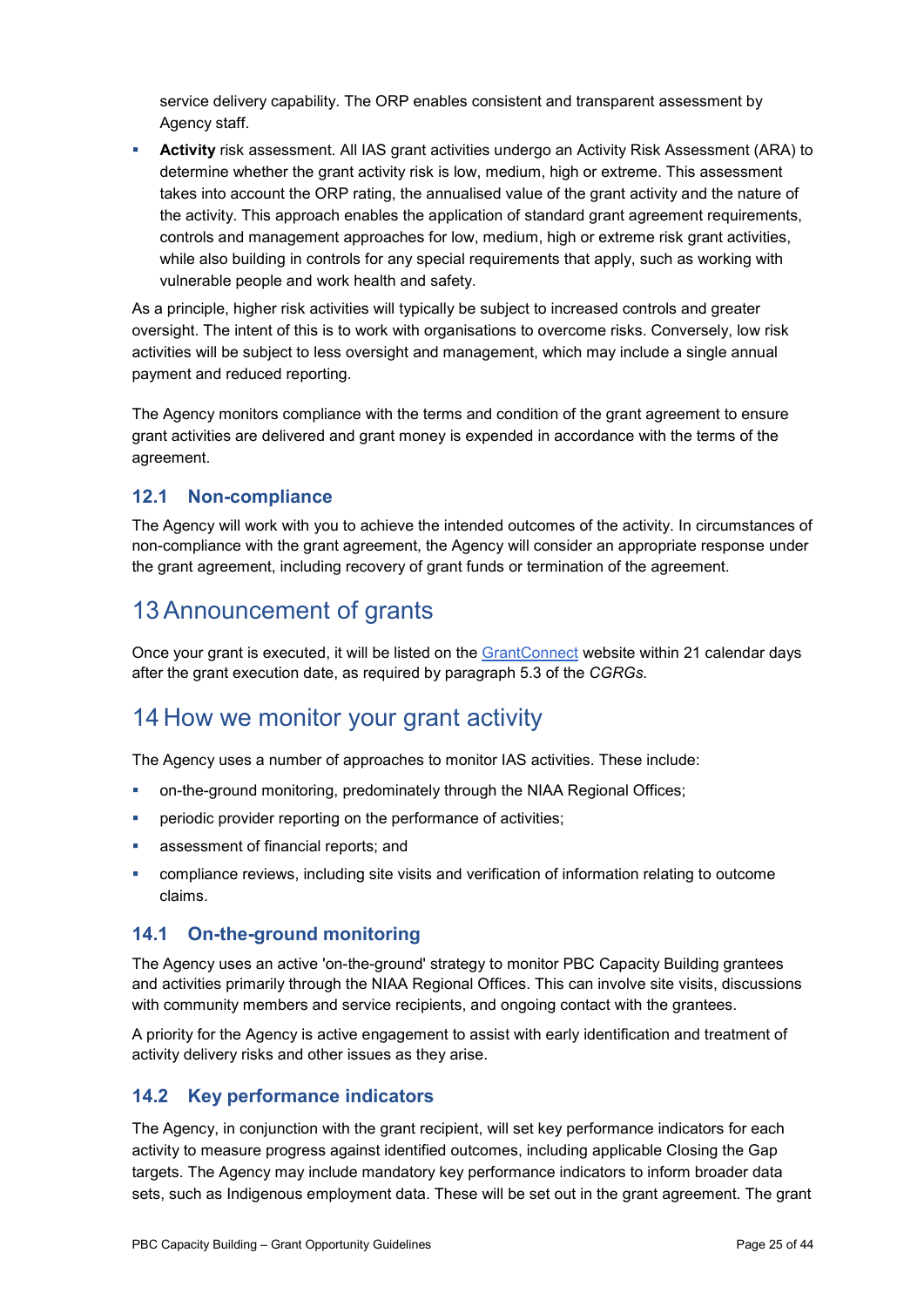service delivery capability. The ORP enables consistent and transparent assessment by Agency staff.

- **Activity** risk assessment. All IAS grant activities undergo an Activity Risk Assessment (ARA) to determine whether the grant activity risk is low, medium, high or extreme. This assessment takes into account the ORP rating, the annualised value of the grant activity and the nature of the activity. This approach enables the application of standard grant agreement requirements, controls and management approaches for low, medium, high or extreme risk grant activities, while also building in controls for any special requirements that apply, such as working with vulnerable people and work health and safety.

As a principle, higher risk activities will typically be subject to increased controls and greater oversight. The intent of this is to work with organisations to overcome risks. Conversely, low risk activities will be subject to less oversight and management, which may include a single annual payment and reduced reporting.

The Agency monitors compliance with the terms and condition of the grant agreement to ensure grant activities are delivered and grant money is expended in accordance with the terms of the agreement.

### 12.1 Non-compliance

The Agency will work with you to achieve the intended outcomes of the activity. In circumstances of non-compliance with the grant agreement, the Agency will consider an appropriate response under the grant agreement, including recovery of grant funds or termination of the agreement.

## 13 Announcement of grants

Once your grant is executed, it will be listed on the GrantConnect website within 21 calendar days after the grant execution date, as required by paragraph 5.3 of the *CGRGs.*

## 14 How we monitor your grant activity

The Agency uses a number of approaches to monitor IAS activities. These include:

- on-the-ground monitoring, predominately through the NIAA Regional Offices;
- periodic provider reporting on the performance of activities;
- assessment of financial reports; and
- compliance reviews, including site visits and verification of information relating to outcome claims.

### 14.1 On-the-ground monitoring

The Agency uses an active 'on-the-ground' strategy to monitor PBC Capacity Building grantees and activities primarily through the NIAA Regional Offices. This can involve site visits, discussions with community members and service recipients, and ongoing contact with the grantees.

A priority for the Agency is active engagement to assist with early identification and treatment of activity delivery risks and other issues as they arise.

### 14.2 Key performance indicators

The Agency, in conjunction with the grant recipient, will set key performance indicators for each activity to measure progress against identified outcomes, including applicable Closing the Gap targets. The Agency may include mandatory key performance indicators to inform broader data sets, such as Indigenous employment data. These will be set out in the grant agreement. The grant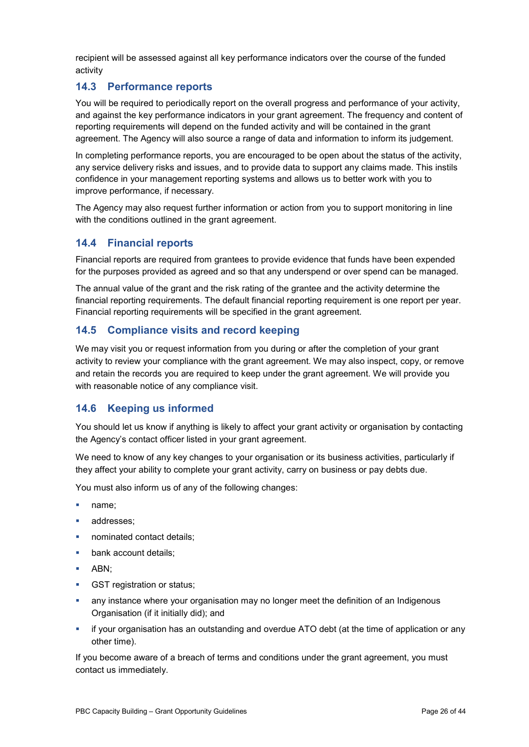recipient will be assessed against all key performance indicators over the course of the funded activity

### 14.3 Performance reports

You will be required to periodically report on the overall progress and performance of your activity, and against the key performance indicators in your grant agreement. The frequency and content of reporting requirements will depend on the funded activity and will be contained in the grant agreement. The Agency will also source a range of data and information to inform its judgement.

In completing performance reports, you are encouraged to be open about the status of the activity, any service delivery risks and issues, and to provide data to support any claims made. This instils confidence in your management reporting systems and allows us to better work with you to improve performance, if necessary.

The Agency may also request further information or action from you to support monitoring in line with the conditions outlined in the grant agreement.

### 14.4 Financial reports

Financial reports are required from grantees to provide evidence that funds have been expended for the purposes provided as agreed and so that any underspend or over spend can be managed.

The annual value of the grant and the risk rating of the grantee and the activity determine the financial reporting requirements. The default financial reporting requirement is one report per year. Financial reporting requirements will be specified in the grant agreement.

### 14.5 Compliance visits and record keeping

We may visit you or request information from you during or after the completion of your grant activity to review your compliance with the grant agreement. We may also inspect, copy, or remove and retain the records you are required to keep under the grant agreement. We will provide you with reasonable notice of any compliance visit.

### 14.6 Keeping us informed

You should let us know if anything is likely to affect your grant activity or organisation by contacting the Agency's contact officer listed in your grant agreement.

We need to know of any key changes to your organisation or its business activities, particularly if they affect your ability to complete your grant activity, carry on business or pay debts due.

You must also inform us of any of the following changes:

- name;
- addresses;
- nominated contact details;
- bank account details;
- ABN;
- GST registration or status;
- any instance where your organisation may no longer meet the definition of an Indigenous Organisation (if it initially did); and
- if your organisation has an outstanding and overdue ATO debt (at the time of application or any other time).

If you become aware of a breach of terms and conditions under the grant agreement, you must contact us immediately.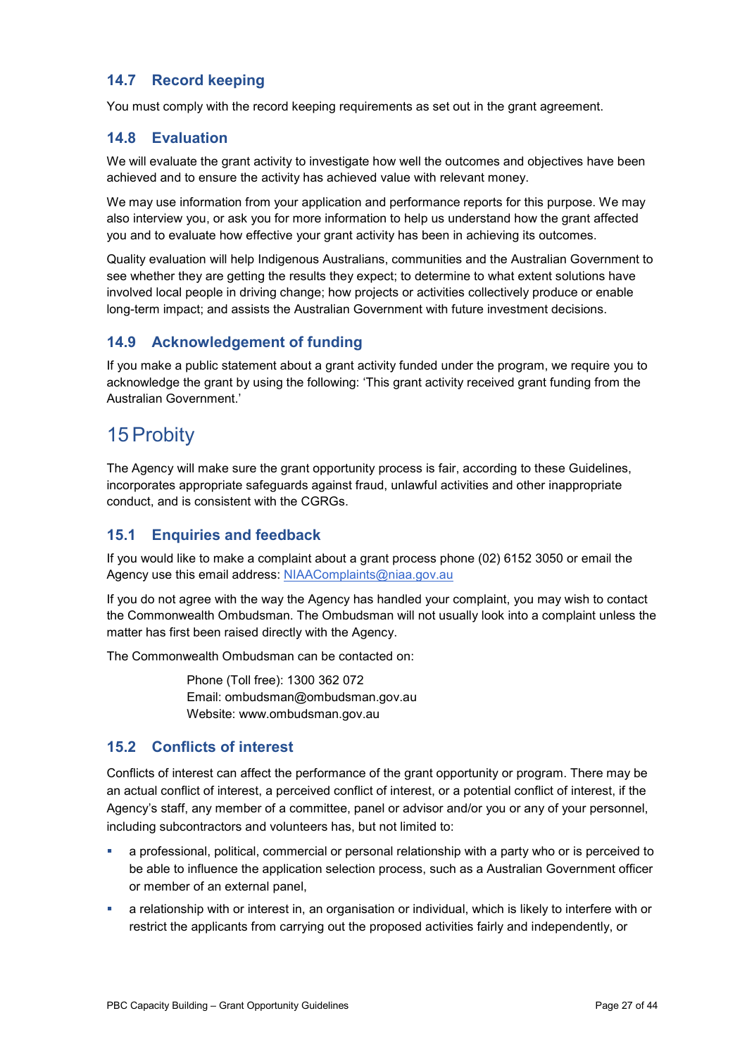### 14.7 Record keeping

You must comply with the record keeping requirements as set out in the grant agreement.

### 14.8 Evaluation

We will evaluate the grant activity to investigate how well the outcomes and objectives have been achieved and to ensure the activity has achieved value with relevant money.

We may use information from your application and performance reports for this purpose. We may also interview you, or ask you for more information to help us understand how the grant affected you and to evaluate how effective your grant activity has been in achieving its outcomes.

Quality evaluation will help Indigenous Australians, communities and the Australian Government to see whether they are getting the results they expect; to determine to what extent solutions have involved local people in driving change; how projects or activities collectively produce or enable long-term impact; and assists the Australian Government with future investment decisions.

### 14.9 Acknowledgement of funding

If you make a public statement about a grant activity funded under the program, we require you to acknowledge the grant by using the following: 'This grant activity received grant funding from the Australian Government.'

## 15 Probity

The Agency will make sure the grant opportunity process is fair, according to these Guidelines, incorporates appropriate safeguards against fraud, unlawful activities and other inappropriate conduct, and is consistent with the CGRGs.

### 15.1 Enquiries and feedback

If you would like to make a complaint about a grant process phone (02) 6152 3050 or email the Agency use this email address: NIAAComplaints@niaa.gov.au

If you do not agree with the way the Agency has handled your complaint, you may wish to contact the Commonwealth Ombudsman. The Ombudsman will not usually look into a complaint unless the matter has first been raised directly with the Agency.

The Commonwealth Ombudsman can be contacted on:

Phone (Toll free): 1300 362 072
Email: ombudsman@ombudsman.gov.au
Website: www.ombudsman.gov.au

### 15.2 Conflicts of interest

Conflicts of interest can affect the performance of the grant opportunity or program. There may be an actual conflict of interest, a perceived conflict of interest, or a potential conflict of interest, if the Agency's staff, any member of a committee, panel or advisor and/or you or any of your personnel, including subcontractors and volunteers has, but not limited to:

- a professional, political, commercial or personal relationship with a party who or is perceived to be able to influence the application selection process, such as a Australian Government officer or member of an external panel,
- a relationship with or interest in, an organisation or individual, which is likely to interfere with or restrict the applicants from carrying out the proposed activities fairly and independently, or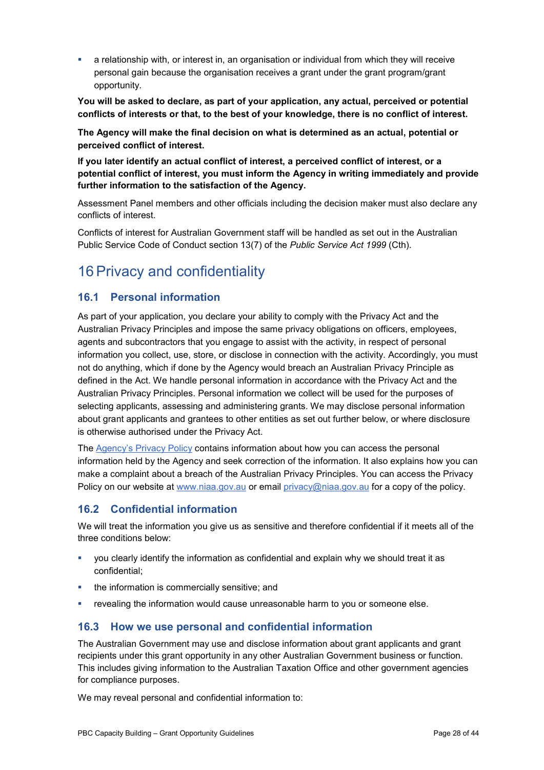- a relationship with, or interest in, an organisation or individual from which they will receive personal gain because the organisation receives a grant under the grant program/grant opportunity.

**You will be asked to declare, as part of your application, any actual, perceived or potential conflicts of interests or that, to the best of your knowledge, there is no conflict of interest.**

**The Agency will make the final decision on what is determined as an actual, potential or perceived conflict of interest.**

**If you later identify an actual conflict of interest, a perceived conflict of interest, or a potential conflict of interest, you must inform the Agency in writing immediately and provide further information to the satisfaction of the Agency.**

Assessment Panel members and other officials including the decision maker must also declare any conflicts of interest.

Conflicts of interest for Australian Government staff will be handled as set out in the Australian Public Service Code of Conduct section 13(7) of the *Public Service Act 1999* (Cth).

# 16 Privacy and confidentiality

## 16.1 Personal information

As part of your application, you declare your ability to comply with the Privacy Act and the Australian Privacy Principles and impose the same privacy obligations on officers, employees, agents and subcontractors that you engage to assist with the activity, in respect of personal information you collect, use, store, or disclose in connection with the activity. Accordingly, you must not do anything, which if done by the Agency would breach an Australian Privacy Principle as defined in the Act. We handle personal information in accordance with the Privacy Act and the Australian Privacy Principles. Personal information we collect will be used for the purposes of selecting applicants, assessing and administering grants. We may disclose personal information about grant applicants and grantees to other entities as set out further below, or where disclosure is otherwise authorised under the Privacy Act.

The Agency's Privacy Policy contains information about how you can access the personal information held by the Agency and seek correction of the information. It also explains how you can make a complaint about a breach of the Australian Privacy Principles. You can access the Privacy Policy on our website at www.niaa.gov.au or email privacy@niaa.gov.au for a copy of the policy.

## 16.2 Confidential information

We will treat the information you give us as sensitive and therefore confidential if it meets all of the three conditions below:

- you clearly identify the information as confidential and explain why we should treat it as confidential;
- the information is commercially sensitive; and
- revealing the information would cause unreasonable harm to you or someone else.

## 16.3 How we use personal and confidential information

The Australian Government may use and disclose information about grant applicants and grant recipients under this grant opportunity in any other Australian Government business or function. This includes giving information to the Australian Taxation Office and other government agencies for compliance purposes.

We may reveal personal and confidential information to: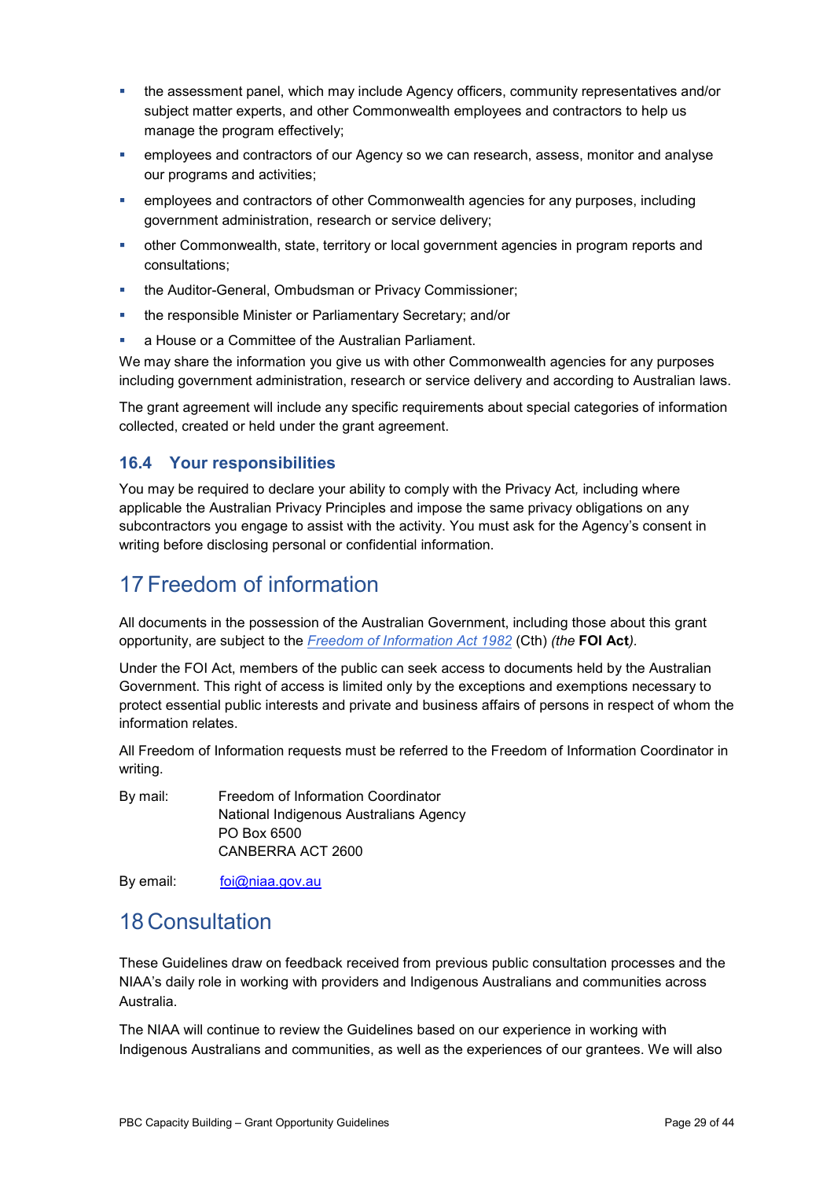- the assessment panel, which may include Agency officers, community representatives and/or subject matter experts, and other Commonwealth employees and contractors to help us manage the program effectively;
- employees and contractors of our Agency so we can research, assess, monitor and analyse our programs and activities;
- employees and contractors of other Commonwealth agencies for any purposes, including government administration, research or service delivery;
- other Commonwealth, state, territory or local government agencies in program reports and consultations;
- the Auditor-General, Ombudsman or Privacy Commissioner;
- the responsible Minister or Parliamentary Secretary; and/or
- a House or a Committee of the Australian Parliament.

We may share the information you give us with other Commonwealth agencies for any purposes including government administration, research or service delivery and according to Australian laws.

The grant agreement will include any specific requirements about special categories of information collected, created or held under the grant agreement.

### 16.4 Your responsibilities

You may be required to declare your ability to comply with the Privacy Act*,* including where applicable the Australian Privacy Principles and impose the same privacy obligations on any subcontractors you engage to assist with the activity. You must ask for the Agency's consent in writing before disclosing personal or confidential information.

## 17 Freedom of information

All documents in the possession of the Australian Government, including those about this grant opportunity, are subject to the *Freedom of Information Act 1982* (Cth) *(the* **FOI Act***).*

Under the FOI Act, members of the public can seek access to documents held by the Australian Government. This right of access is limited only by the exceptions and exemptions necessary to protect essential public interests and private and business affairs of persons in respect of whom the information relates.

All Freedom of Information requests must be referred to the Freedom of Information Coordinator in writing.

By mail: Freedom of Information Coordinator
National Indigenous Australians Agency
PO Box 6500
CANBERRA ACT 2600

By email: foi@niaa.gov.au

## 18 Consultation

These Guidelines draw on feedback received from previous public consultation processes and the NIAA's daily role in working with providers and Indigenous Australians and communities across Australia.

The NIAA will continue to review the Guidelines based on our experience in working with Indigenous Australians and communities, as well as the experiences of our grantees. We will also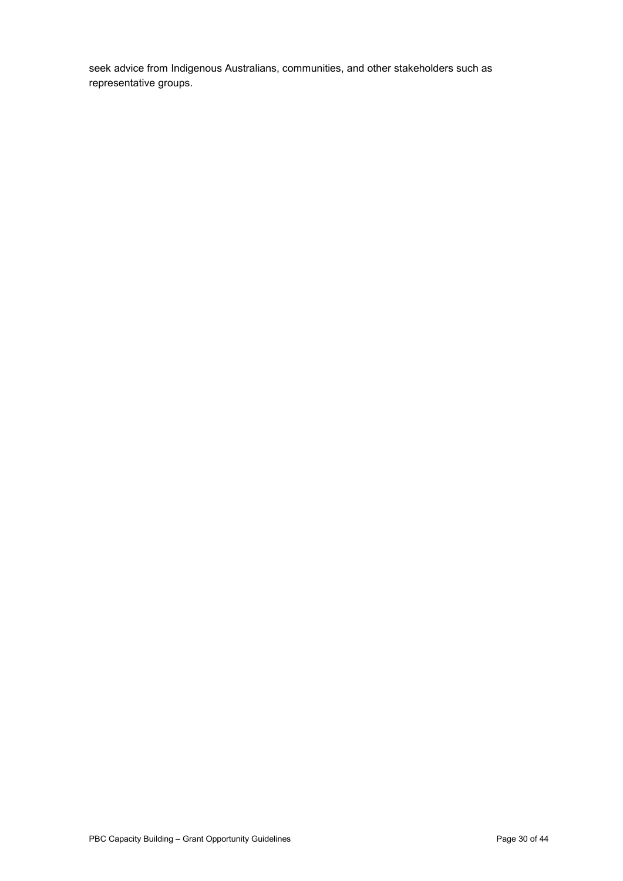seek advice from Indigenous Australians, communities, and other stakeholders such as representative groups.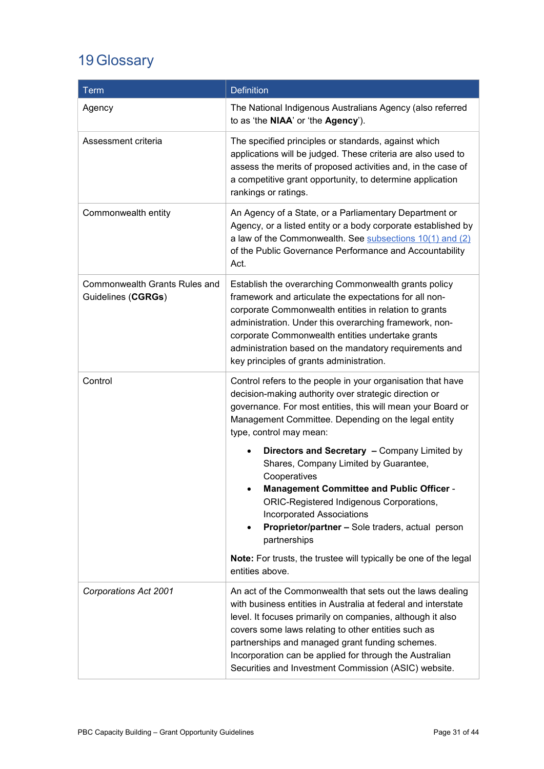# 19 Glossary

| Term | Definition |
|---|---|
| Agency | The National Indigenous Australians Agency (also referred to as 'the **NIAA**' or 'the **Agency**'). |
| Assessment criteria | The specified principles or standards, against which applications will be judged. These criteria are also used to assess the merits of proposed activities and, in the case of a competitive grant opportunity, to determine application rankings or ratings. |
| Commonwealth entity | An Agency of a State, or a Parliamentary Department or Agency, or a listed entity or a body corporate established by a law of the Commonwealth. See subsections 10(1) and (2) of the Public Governance Performance and Accountability Act. |
| Commonwealth Grants Rules and Guidelines (**CGRGs**) | Establish the overarching Commonwealth grants policy framework and articulate the expectations for all non-corporate Commonwealth entities in relation to grants administration. Under this overarching framework, non-corporate Commonwealth entities undertake grants administration based on the mandatory requirements and key principles of grants administration. |
| Control | Control refers to the people in your organisation that have decision-making authority over strategic direction or governance. For most entities, this will mean your Board or Management Committee. Depending on the legal entity type, control may mean:<br>• **Directors and Secretary** – Company Limited by Shares, Company Limited by Guarantee, Cooperatives<br>• **Management Committee and Public Officer** - ORIC-Registered Indigenous Corporations, Incorporated Associations<br>• **Proprietor/partner –** Sole traders, actual person partnerships<br><br>**Note:** For trusts, the trustee will typically be one of the legal entities above. |
| *Corporations Act 2001* | An act of the Commonwealth that sets out the laws dealing with business entities in Australia at federal and interstate level. It focuses primarily on companies, although it also covers some laws relating to other entities such as partnerships and managed grant funding schemes. Incorporation can be applied for through the Australian Securities and Investment Commission (ASIC) website. |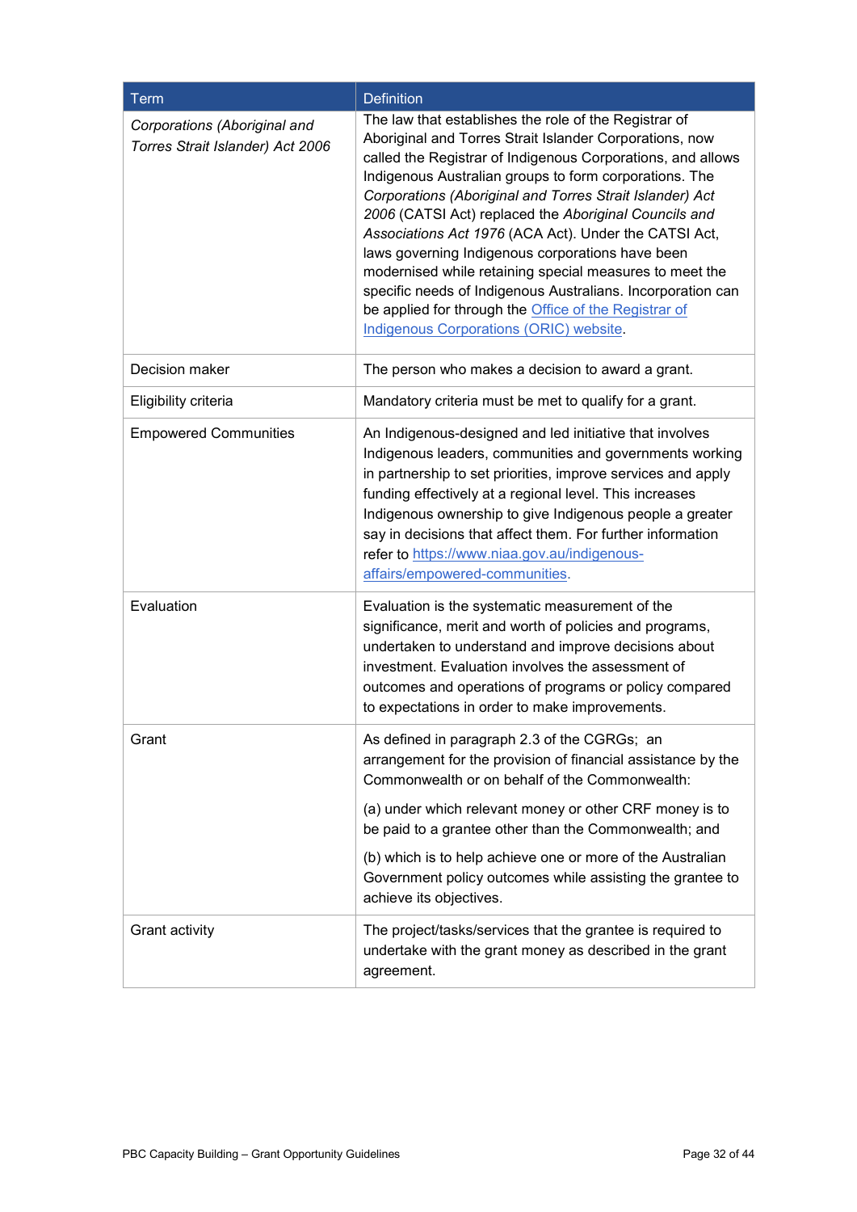| Term | Definition |
|---|---|
| *Corporations (Aboriginal and Torres Strait Islander) Act 2006* | The law that establishes the role of the Registrar of Aboriginal and Torres Strait Islander Corporations, now called the Registrar of Indigenous Corporations, and allows Indigenous Australian groups to form corporations. The *Corporations (Aboriginal and Torres Strait Islander) Act 2006* (CATSI Act) replaced the *Aboriginal Councils and Associations Act 1976* (ACA Act). Under the CATSI Act, laws governing Indigenous corporations have been modernised while retaining special measures to meet the specific needs of Indigenous Australians. Incorporation can be applied for through the Office of the Registrar of Indigenous Corporations (ORIC) website. |
| Decision maker | The person who makes a decision to award a grant. |
| Eligibility criteria | Mandatory criteria must be met to qualify for a grant. |
| Empowered Communities | An Indigenous-designed and led initiative that involves Indigenous leaders, communities and governments working in partnership to set priorities, improve services and apply funding effectively at a regional level. This increases Indigenous ownership to give Indigenous people a greater say in decisions that affect them. For further information refer to https://www.niaa.gov.au/indigenous-affairs/empowered-communities. |
| Evaluation | Evaluation is the systematic measurement of the significance, merit and worth of policies and programs, undertaken to understand and improve decisions about investment. Evaluation involves the assessment of outcomes and operations of programs or policy compared to expectations in order to make improvements. |
| Grant | As defined in paragraph 2.3 of the CGRGs; an arrangement for the provision of financial assistance by the Commonwealth or on behalf of the Commonwealth:<br><br>(a) under which relevant money or other CRF money is to be paid to a grantee other than the Commonwealth; and<br><br>(b) which is to help achieve one or more of the Australian Government policy outcomes while assisting the grantee to achieve its objectives. |
| Grant activity | The project/tasks/services that the grantee is required to undertake with the grant money as described in the grant agreement. |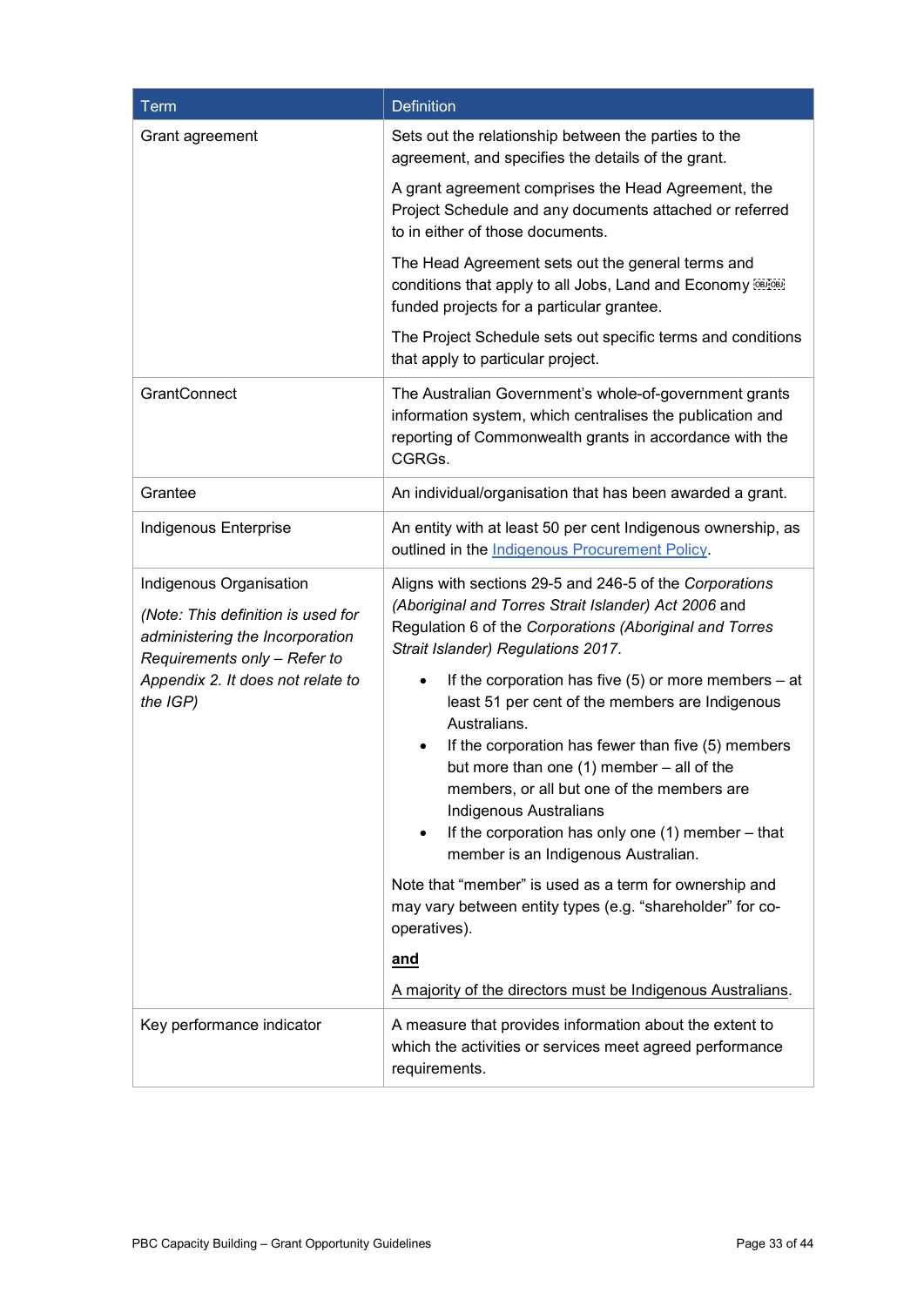| Term | Definition |
| --- | --- |
| Grant agreement | Sets out the relationship between the parties to the agreement, and specifies the details of the grant.<br><br>A grant agreement comprises the Head Agreement, the Project Schedule and any documents attached or referred to in either of those documents.<br><br>The Head Agreement sets out the general terms and conditions that apply to all Jobs, Land and Economy funded projects for a particular grantee.<br><br>The Project Schedule sets out specific terms and conditions that apply to particular project. |
| GrantConnect | The Australian Government's whole-of-government grants information system, which centralises the publication and reporting of Commonwealth grants in accordance with the CGRGs. |
| Grantee | An individual/organisation that has been awarded a grant. |
| Indigenous Enterprise | An entity with at least 50 per cent Indigenous ownership, as outlined in the [Indigenous Procurement Policy](). |
| Indigenous Organisation<br><br>*(Note: This definition is used for administering the Incorporation Requirements only – Refer to Appendix 2. It does not relate to the IGP)* | Aligns with sections 29-5 and 246-5 of the *Corporations (Aboriginal and Torres Strait Islander) Act 2006* and Regulation 6 of the *Corporations (Aboriginal and Torres Strait Islander) Regulations 2017*.<br><br>• If the corporation has five (5) or more members – at least 51 per cent of the members are Indigenous Australians.<br>• If the corporation has fewer than five (5) members but more than one (1) member – all of the members, or all but one of the members are Indigenous Australians<br>• If the corporation has only one (1) member – that member is an Indigenous Australian.<br><br>Note that "member" is used as a term for ownership and may vary between entity types (e.g. "shareholder" for co-operatives).<br><br>**<u>and</u>**<br><br><u>A majority of the directors must be Indigenous Australians</u>. |
| Key performance indicator | A measure that provides information about the extent to which the activities or services meet agreed performance requirements. |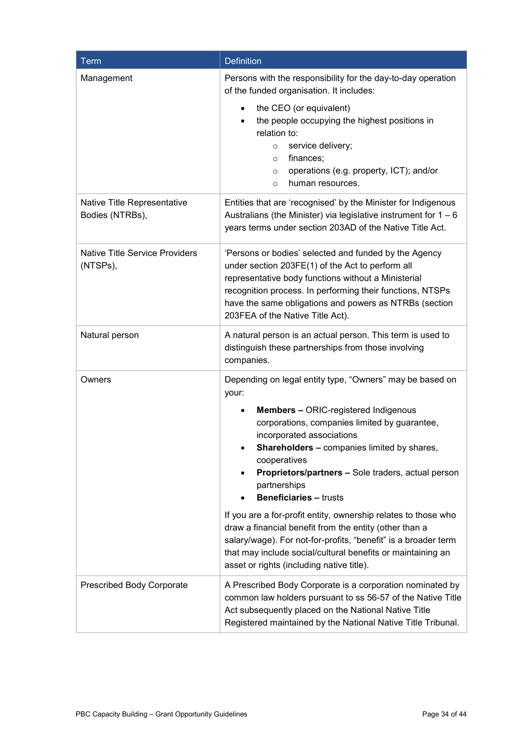| Term | Definition |
|---|---|
| Management | Persons with the responsibility for the day-to-day operation of the funded organisation. It includes:<br>• the CEO (or equivalent)<br>• the people occupying the highest positions in relation to:<br>  ○ service delivery;<br>  ○ finances;<br>  ○ operations (e.g. property, ICT); and/or<br>  ○ human resources. |
| Native Title Representative Bodies (NTRBs), | Entities that are 'recognised' by the Minister for Indigenous Australians (the Minister) via legislative instrument for 1 – 6 years terms under section 203AD of the Native Title Act. |
| Native Title Service Providers (NTSPs), | 'Persons or bodies' selected and funded by the Agency under section 203FE(1) of the Act to perform all representative body functions without a Ministerial recognition process. In performing their functions, NTSPs have the same obligations and powers as NTRBs (section 203FEA of the Native Title Act). |
| Natural person | A natural person is an actual person. This term is used to distinguish these partnerships from those involving companies. |
| Owners | Depending on legal entity type, "Owners" may be based on your:<br>• **Members –** ORIC-registered Indigenous corporations, companies limited by guarantee, incorporated associations<br>• **Shareholders –** companies limited by shares, cooperatives<br>• **Proprietors/partners –** Sole traders, actual person partnerships<br>• **Beneficiaries –** trusts<br><br>If you are a for-profit entity, ownership relates to those who draw a financial benefit from the entity (other than a salary/wage). For not-for-profits, "benefit" is a broader term that may include social/cultural benefits or maintaining an asset or rights (including native title). |
| Prescribed Body Corporate | A Prescribed Body Corporate is a corporation nominated by common law holders pursuant to ss 56-57 of the Native Title Act subsequently placed on the National Native Title Registered maintained by the National Native Title Tribunal. |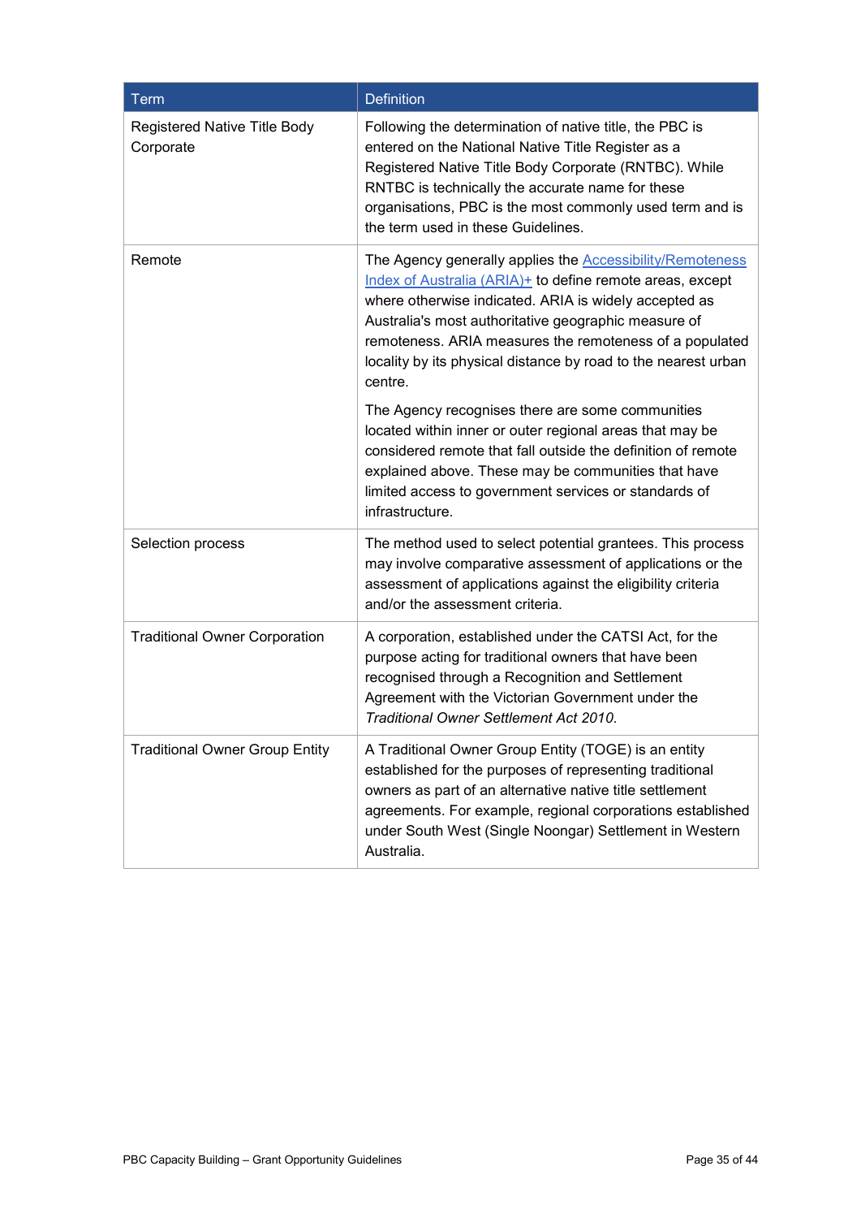| Term | Definition |
| --- | --- |
| Registered Native Title Body Corporate | Following the determination of native title, the PBC is entered on the National Native Title Register as a Registered Native Title Body Corporate (RNTBC). While RNTBC is technically the accurate name for these organisations, PBC is the most commonly used term and is the term used in these Guidelines. |
| Remote | The Agency generally applies the [Accessibility/Remoteness Index of Australia (ARIA)+](#) to define remote areas, except where otherwise indicated. ARIA is widely accepted as Australia's most authoritative geographic measure of remoteness. ARIA measures the remoteness of a populated locality by its physical distance by road to the nearest urban centre.<br><br>The Agency recognises there are some communities located within inner or outer regional areas that may be considered remote that fall outside the definition of remote explained above. These may be communities that have limited access to government services or standards of infrastructure. |
| Selection process | The method used to select potential grantees. This process may involve comparative assessment of applications or the assessment of applications against the eligibility criteria and/or the assessment criteria. |
| Traditional Owner Corporation | A corporation, established under the CATSI Act, for the purpose acting for traditional owners that have been recognised through a Recognition and Settlement Agreement with the Victorian Government under the *Traditional Owner Settlement Act 2010*. |
| Traditional Owner Group Entity | A Traditional Owner Group Entity (TOGE) is an entity established for the purposes of representing traditional owners as part of an alternative native title settlement agreements. For example, regional corporations established under South West (Single Noongar) Settlement in Western Australia. |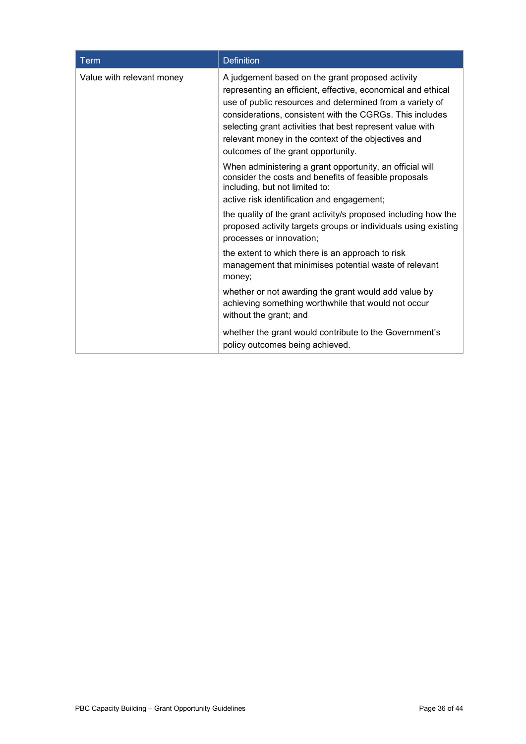| Term | Definition |
|---|---|
| Value with relevant money | A judgement based on the grant proposed activity representing an efficient, effective, economical and ethical use of public resources and determined from a variety of considerations, consistent with the CGRGs. This includes selecting grant activities that best represent value with relevant money in the context of the objectives and outcomes of the grant opportunity.<br><br>When administering a grant opportunity, an official will consider the costs and benefits of feasible proposals including, but not limited to:<br>active risk identification and engagement;<br><br>the quality of the grant activity/s proposed including how the proposed activity targets groups or individuals using existing processes or innovation;<br><br>the extent to which there is an approach to risk management that minimises potential waste of relevant money;<br><br>whether or not awarding the grant would add value by achieving something worthwhile that would not occur without the grant; and<br><br>whether the grant would contribute to the Government's policy outcomes being achieved. |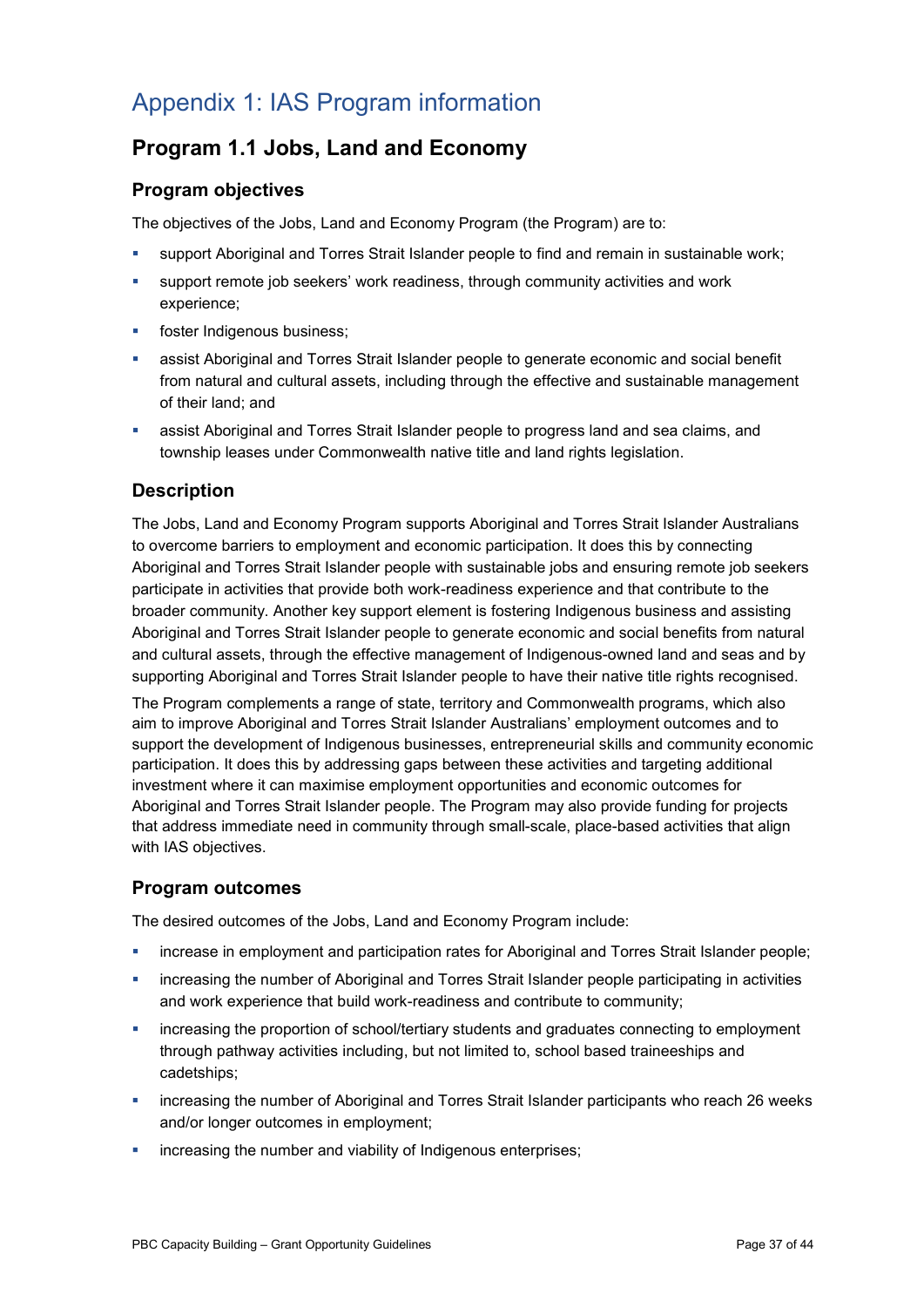# Appendix 1: IAS Program information

## Program 1.1 Jobs, Land and Economy

### Program objectives

The objectives of the Jobs, Land and Economy Program (the Program) are to:

- support Aboriginal and Torres Strait Islander people to find and remain in sustainable work;
- support remote job seekers' work readiness, through community activities and work experience;
- foster Indigenous business;
- assist Aboriginal and Torres Strait Islander people to generate economic and social benefit from natural and cultural assets, including through the effective and sustainable management of their land; and
- assist Aboriginal and Torres Strait Islander people to progress land and sea claims, and township leases under Commonwealth native title and land rights legislation.

### Description

The Jobs, Land and Economy Program supports Aboriginal and Torres Strait Islander Australians to overcome barriers to employment and economic participation. It does this by connecting Aboriginal and Torres Strait Islander people with sustainable jobs and ensuring remote job seekers participate in activities that provide both work-readiness experience and that contribute to the broader community. Another key support element is fostering Indigenous business and assisting Aboriginal and Torres Strait Islander people to generate economic and social benefits from natural and cultural assets, through the effective management of Indigenous-owned land and seas and by supporting Aboriginal and Torres Strait Islander people to have their native title rights recognised.

The Program complements a range of state, territory and Commonwealth programs, which also aim to improve Aboriginal and Torres Strait Islander Australians' employment outcomes and to support the development of Indigenous businesses, entrepreneurial skills and community economic participation. It does this by addressing gaps between these activities and targeting additional investment where it can maximise employment opportunities and economic outcomes for Aboriginal and Torres Strait Islander people. The Program may also provide funding for projects that address immediate need in community through small-scale, place-based activities that align with IAS objectives.

### Program outcomes

The desired outcomes of the Jobs, Land and Economy Program include:

- increase in employment and participation rates for Aboriginal and Torres Strait Islander people;
- increasing the number of Aboriginal and Torres Strait Islander people participating in activities and work experience that build work-readiness and contribute to community;
- increasing the proportion of school/tertiary students and graduates connecting to employment through pathway activities including, but not limited to, school based traineeships and cadetships;
- increasing the number of Aboriginal and Torres Strait Islander participants who reach 26 weeks and/or longer outcomes in employment;
- increasing the number and viability of Indigenous enterprises;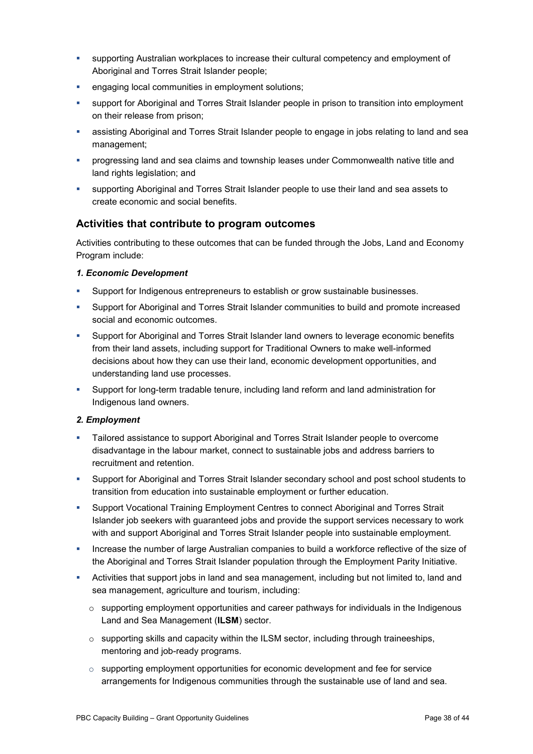- supporting Australian workplaces to increase their cultural competency and employment of Aboriginal and Torres Strait Islander people;
- engaging local communities in employment solutions;
- support for Aboriginal and Torres Strait Islander people in prison to transition into employment on their release from prison;
- assisting Aboriginal and Torres Strait Islander people to engage in jobs relating to land and sea management;
- progressing land and sea claims and township leases under Commonwealth native title and land rights legislation; and
- supporting Aboriginal and Torres Strait Islander people to use their land and sea assets to create economic and social benefits.

## Activities that contribute to program outcomes

Activities contributing to these outcomes that can be funded through the Jobs, Land and Economy Program include:

#### *1. Economic Development*

- Support for Indigenous entrepreneurs to establish or grow sustainable businesses.
- Support for Aboriginal and Torres Strait Islander communities to build and promote increased social and economic outcomes.
- Support for Aboriginal and Torres Strait Islander land owners to leverage economic benefits from their land assets, including support for Traditional Owners to make well-informed decisions about how they can use their land, economic development opportunities, and understanding land use processes.
- Support for long-term tradable tenure, including land reform and land administration for Indigenous land owners.

#### *2. Employment*

- Tailored assistance to support Aboriginal and Torres Strait Islander people to overcome disadvantage in the labour market, connect to sustainable jobs and address barriers to recruitment and retention.
- Support for Aboriginal and Torres Strait Islander secondary school and post school students to transition from education into sustainable employment or further education.
- Support Vocational Training Employment Centres to connect Aboriginal and Torres Strait Islander job seekers with guaranteed jobs and provide the support services necessary to work with and support Aboriginal and Torres Strait Islander people into sustainable employment.
- Increase the number of large Australian companies to build a workforce reflective of the size of the Aboriginal and Torres Strait Islander population through the Employment Parity Initiative.
- Activities that support jobs in land and sea management, including but not limited to, land and sea management, agriculture and tourism, including:
  - supporting employment opportunities and career pathways for individuals in the Indigenous Land and Sea Management (**ILSM**) sector.
  - supporting skills and capacity within the ILSM sector, including through traineeships, mentoring and job-ready programs.
  - supporting employment opportunities for economic development and fee for service arrangements for Indigenous communities through the sustainable use of land and sea.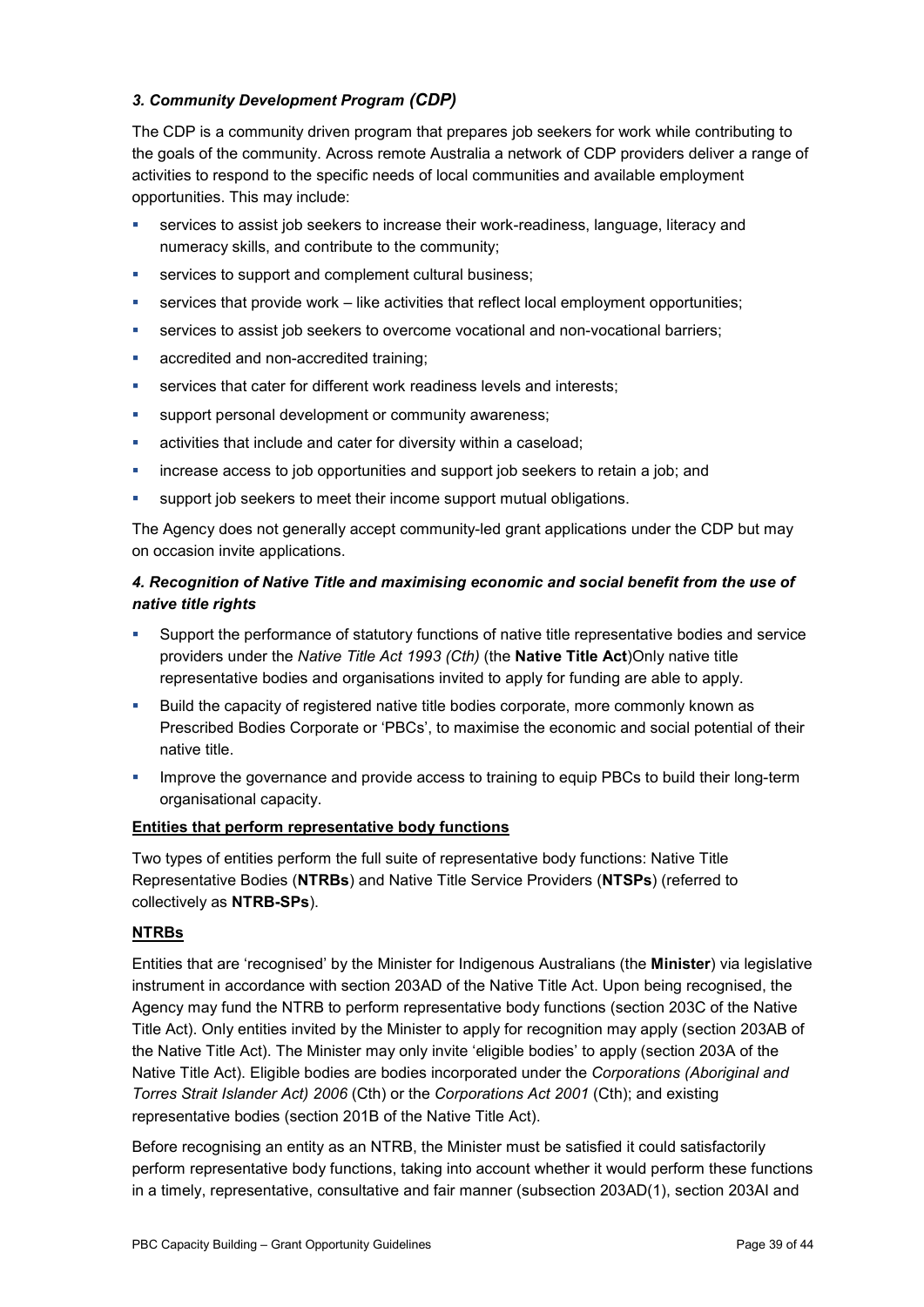### *3. Community Development Program (CDP)*

The CDP is a community driven program that prepares job seekers for work while contributing to the goals of the community. Across remote Australia a network of CDP providers deliver a range of activities to respond to the specific needs of local communities and available employment opportunities. This may include:

- services to assist job seekers to increase their work-readiness, language, literacy and numeracy skills, and contribute to the community;
- services to support and complement cultural business;
- services that provide work – like activities that reflect local employment opportunities;
- services to assist job seekers to overcome vocational and non-vocational barriers;
- accredited and non-accredited training;
- services that cater for different work readiness levels and interests;
- support personal development or community awareness;
- activities that include and cater for diversity within a caseload;
- increase access to job opportunities and support job seekers to retain a job; and
- support job seekers to meet their income support mutual obligations.

The Agency does not generally accept community-led grant applications under the CDP but may on occasion invite applications.

### *4. Recognition of Native Title and maximising economic and social benefit from the use of native title rights*

- Support the performance of statutory functions of native title representative bodies and service providers under the *Native Title Act 1993 (Cth)* (the **Native Title Act**)Only native title representative bodies and organisations invited to apply for funding are able to apply.
- Build the capacity of registered native title bodies corporate, more commonly known as Prescribed Bodies Corporate or 'PBCs', to maximise the economic and social potential of their native title.
- Improve the governance and provide access to training to equip PBCs to build their long-term organisational capacity.

**Entities that perform representative body functions**

Two types of entities perform the full suite of representative body functions: Native Title Representative Bodies (**NTRBs**) and Native Title Service Providers (**NTSPs**) (referred to collectively as **NTRB-SPs**).

**NTRBs**

Entities that are 'recognised' by the Minister for Indigenous Australians (the **Minister**) via legislative instrument in accordance with section 203AD of the Native Title Act. Upon being recognised, the Agency may fund the NTRB to perform representative body functions (section 203C of the Native Title Act). Only entities invited by the Minister to apply for recognition may apply (section 203AB of the Native Title Act). The Minister may only invite 'eligible bodies' to apply (section 203A of the Native Title Act). Eligible bodies are bodies incorporated under the *Corporations (Aboriginal and Torres Strait Islander Act) 2006* (Cth) or the *Corporations Act 2001* (Cth); and existing representative bodies (section 201B of the Native Title Act).

Before recognising an entity as an NTRB, the Minister must be satisfied it could satisfactorily perform representative body functions, taking into account whether it would perform these functions in a timely, representative, consultative and fair manner (subsection 203AD(1), section 203AI and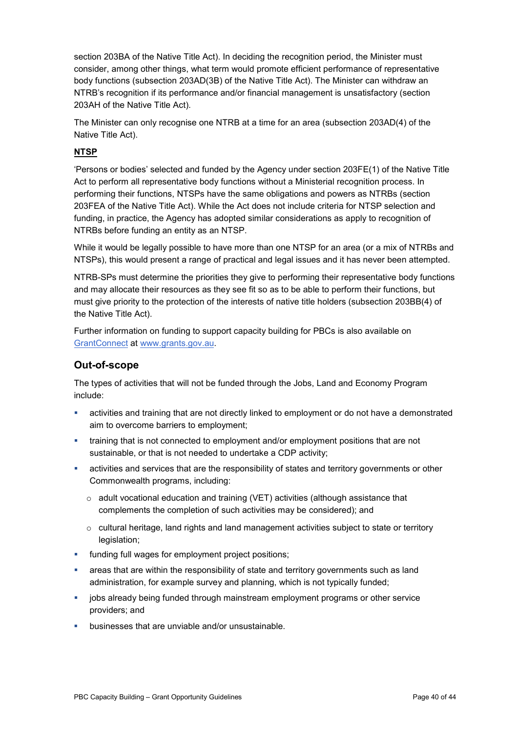section 203BA of the Native Title Act). In deciding the recognition period, the Minister must consider, among other things, what term would promote efficient performance of representative body functions (subsection 203AD(3B) of the Native Title Act). The Minister can withdraw an NTRB's recognition if its performance and/or financial management is unsatisfactory (section 203AH of the Native Title Act).

The Minister can only recognise one NTRB at a time for an area (subsection 203AD(4) of the Native Title Act).

**NTSP**

'Persons or bodies' selected and funded by the Agency under section 203FE(1) of the Native Title Act to perform all representative body functions without a Ministerial recognition process. In performing their functions, NTSPs have the same obligations and powers as NTRBs (section 203FEA of the Native Title Act). While the Act does not include criteria for NTSP selection and funding, in practice, the Agency has adopted similar considerations as apply to recognition of NTRBs before funding an entity as an NTSP.

While it would be legally possible to have more than one NTSP for an area (or a mix of NTRBs and NTSPs), this would present a range of practical and legal issues and it has never been attempted.

NTRB-SPs must determine the priorities they give to performing their representative body functions and may allocate their resources as they see fit so as to be able to perform their functions, but must give priority to the protection of the interests of native title holders (subsection 203BB(4) of the Native Title Act).

Further information on funding to support capacity building for PBCs is also available on [GrantConnect](www.grants.gov.au) at [www.grants.gov.au](www.grants.gov.au).

## Out-of-scope

The types of activities that will not be funded through the Jobs, Land and Economy Program include:

- activities and training that are not directly linked to employment or do not have a demonstrated aim to overcome barriers to employment;
- training that is not connected to employment and/or employment positions that are not sustainable, or that is not needed to undertake a CDP activity;
- activities and services that are the responsibility of states and territory governments or other Commonwealth programs, including:
  - adult vocational education and training (VET) activities (although assistance that complements the completion of such activities may be considered); and
  - cultural heritage, land rights and land management activities subject to state or territory legislation;
- funding full wages for employment project positions;
- areas that are within the responsibility of state and territory governments such as land administration, for example survey and planning, which is not typically funded;
- jobs already being funded through mainstream employment programs or other service providers; and
- businesses that are unviable and/or unsustainable.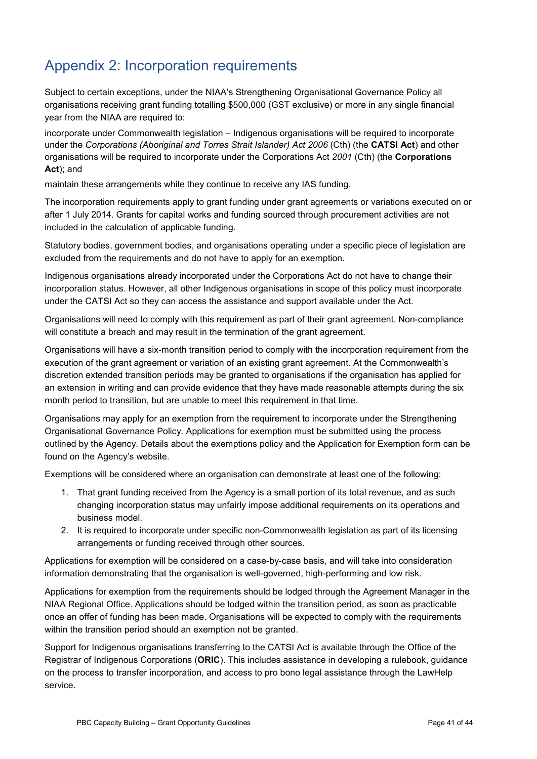# Appendix 2: Incorporation requirements

Subject to certain exceptions, under the NIAA's Strengthening Organisational Governance Policy all organisations receiving grant funding totalling $500,000 (GST exclusive) or more in any single financial year from the NIAA are required to:

incorporate under Commonwealth legislation – Indigenous organisations will be required to incorporate under the *Corporations (Aboriginal and Torres Strait Islander) Act 2006* (Cth) (the **CATSI Act**) and other organisations will be required to incorporate under the Corporations Act *2001* (Cth) (the **Corporations Act**); and

maintain these arrangements while they continue to receive any IAS funding.

The incorporation requirements apply to grant funding under grant agreements or variations executed on or after 1 July 2014. Grants for capital works and funding sourced through procurement activities are not included in the calculation of applicable funding.

Statutory bodies, government bodies, and organisations operating under a specific piece of legislation are excluded from the requirements and do not have to apply for an exemption.

Indigenous organisations already incorporated under the Corporations Act do not have to change their incorporation status. However, all other Indigenous organisations in scope of this policy must incorporate under the CATSI Act so they can access the assistance and support available under the Act.

Organisations will need to comply with this requirement as part of their grant agreement. Non-compliance will constitute a breach and may result in the termination of the grant agreement.

Organisations will have a six-month transition period to comply with the incorporation requirement from the execution of the grant agreement or variation of an existing grant agreement. At the Commonwealth's discretion extended transition periods may be granted to organisations if the organisation has applied for an extension in writing and can provide evidence that they have made reasonable attempts during the six month period to transition, but are unable to meet this requirement in that time.

Organisations may apply for an exemption from the requirement to incorporate under the Strengthening Organisational Governance Policy. Applications for exemption must be submitted using the process outlined by the Agency. Details about the exemptions policy and the Application for Exemption form can be found on the Agency's website.

Exemptions will be considered where an organisation can demonstrate at least one of the following:

1. That grant funding received from the Agency is a small portion of its total revenue, and as such changing incorporation status may unfairly impose additional requirements on its operations and business model.
2. It is required to incorporate under specific non-Commonwealth legislation as part of its licensing arrangements or funding received through other sources.

Applications for exemption will be considered on a case-by-case basis, and will take into consideration information demonstrating that the organisation is well-governed, high-performing and low risk.

Applications for exemption from the requirements should be lodged through the Agreement Manager in the NIAA Regional Office. Applications should be lodged within the transition period, as soon as practicable once an offer of funding has been made. Organisations will be expected to comply with the requirements within the transition period should an exemption not be granted.

Support for Indigenous organisations transferring to the CATSI Act is available through the Office of the Registrar of Indigenous Corporations (**ORIC**). This includes assistance in developing a rulebook, guidance on the process to transfer incorporation, and access to pro bono legal assistance through the LawHelp service.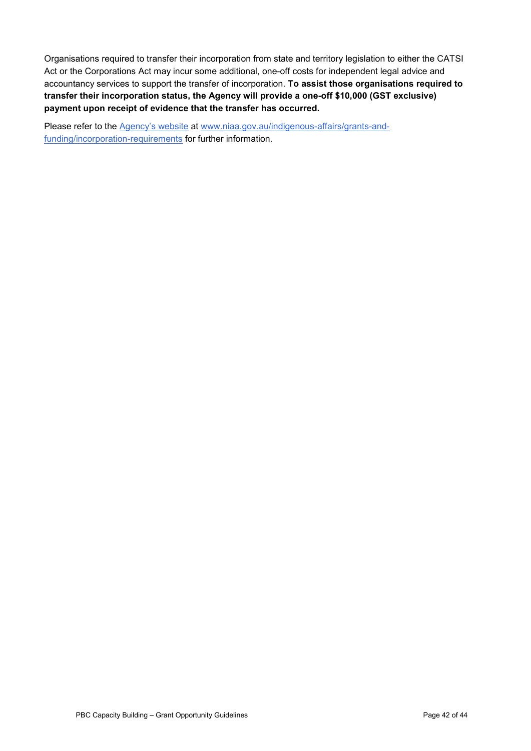Organisations required to transfer their incorporation from state and territory legislation to either the CATSI Act or the Corporations Act may incur some additional, one-off costs for independent legal advice and accountancy services to support the transfer of incorporation. **To assist those organisations required to transfer their incorporation status, the Agency will provide a one-off $10,000 (GST exclusive) payment upon receipt of evidence that the transfer has occurred.**

Please refer to the [Agency's website](www.niaa.gov.au/indigenous-affairs/grants-and-funding/incorporation-requirements) at [www.niaa.gov.au/indigenous-affairs/grants-and-funding/incorporation-requirements](www.niaa.gov.au/indigenous-affairs/grants-and-funding/incorporation-requirements) for further information.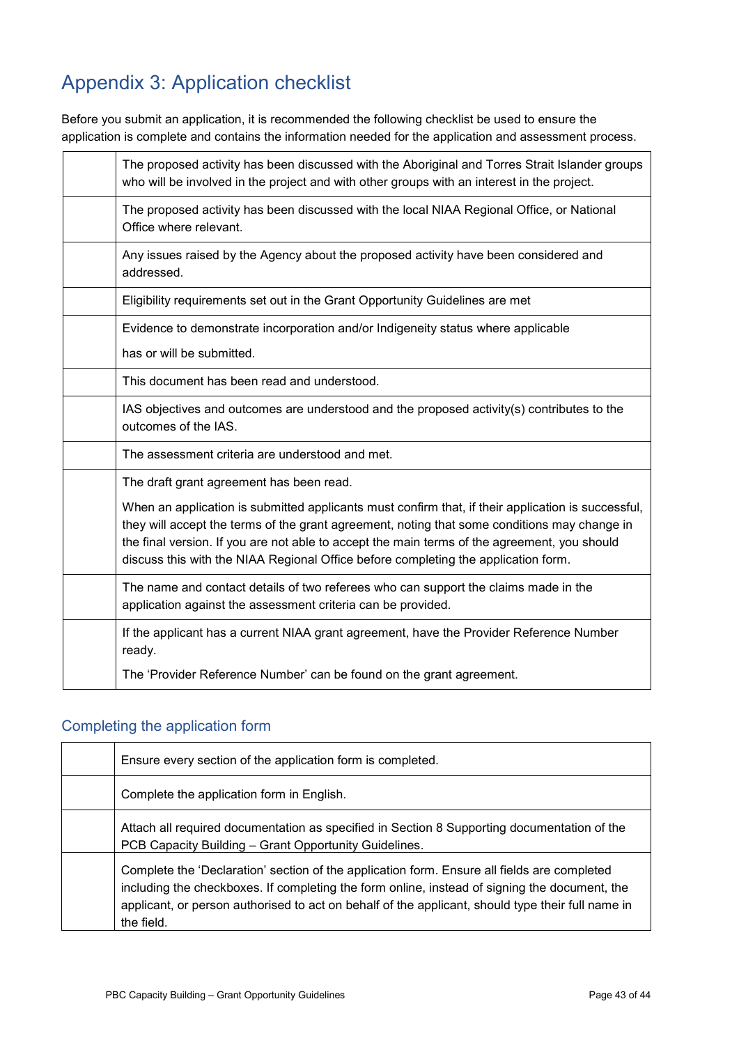# Appendix 3: Application checklist

Before you submit an application, it is recommended the following checklist be used to ensure the application is complete and contains the information needed for the application and assessment process.

| | |
|---|---|
| | The proposed activity has been discussed with the Aboriginal and Torres Strait Islander groups who will be involved in the project and with other groups with an interest in the project. |
| | The proposed activity has been discussed with the local NIAA Regional Office, or National Office where relevant. |
| | Any issues raised by the Agency about the proposed activity have been considered and addressed. |
| | Eligibility requirements set out in the Grant Opportunity Guidelines are met |
| | Evidence to demonstrate incorporation and/or Indigeneity status where applicable<br><br>has or will be submitted. |
| | This document has been read and understood. |
| | IAS objectives and outcomes are understood and the proposed activity(s) contributes to the outcomes of the IAS. |
| | The assessment criteria are understood and met. |
| | The draft grant agreement has been read.<br><br>When an application is submitted applicants must confirm that, if their application is successful, they will accept the terms of the grant agreement, noting that some conditions may change in the final version. If you are not able to accept the main terms of the agreement, you should discuss this with the NIAA Regional Office before completing the application form. |
| | The name and contact details of two referees who can support the claims made in the application against the assessment criteria can be provided. |
| | If the applicant has a current NIAA grant agreement, have the Provider Reference Number ready.<br><br>The 'Provider Reference Number' can be found on the grant agreement. |

## Completing the application form

| | |
|---|---|
| | Ensure every section of the application form is completed. |
| | Complete the application form in English. |
| | Attach all required documentation as specified in Section 8 Supporting documentation of the PCB Capacity Building – Grant Opportunity Guidelines. |
| | Complete the 'Declaration' section of the application form. Ensure all fields are completed including the checkboxes. If completing the form online, instead of signing the document, the applicant, or person authorised to act on behalf of the applicant, should type their full name in the field. |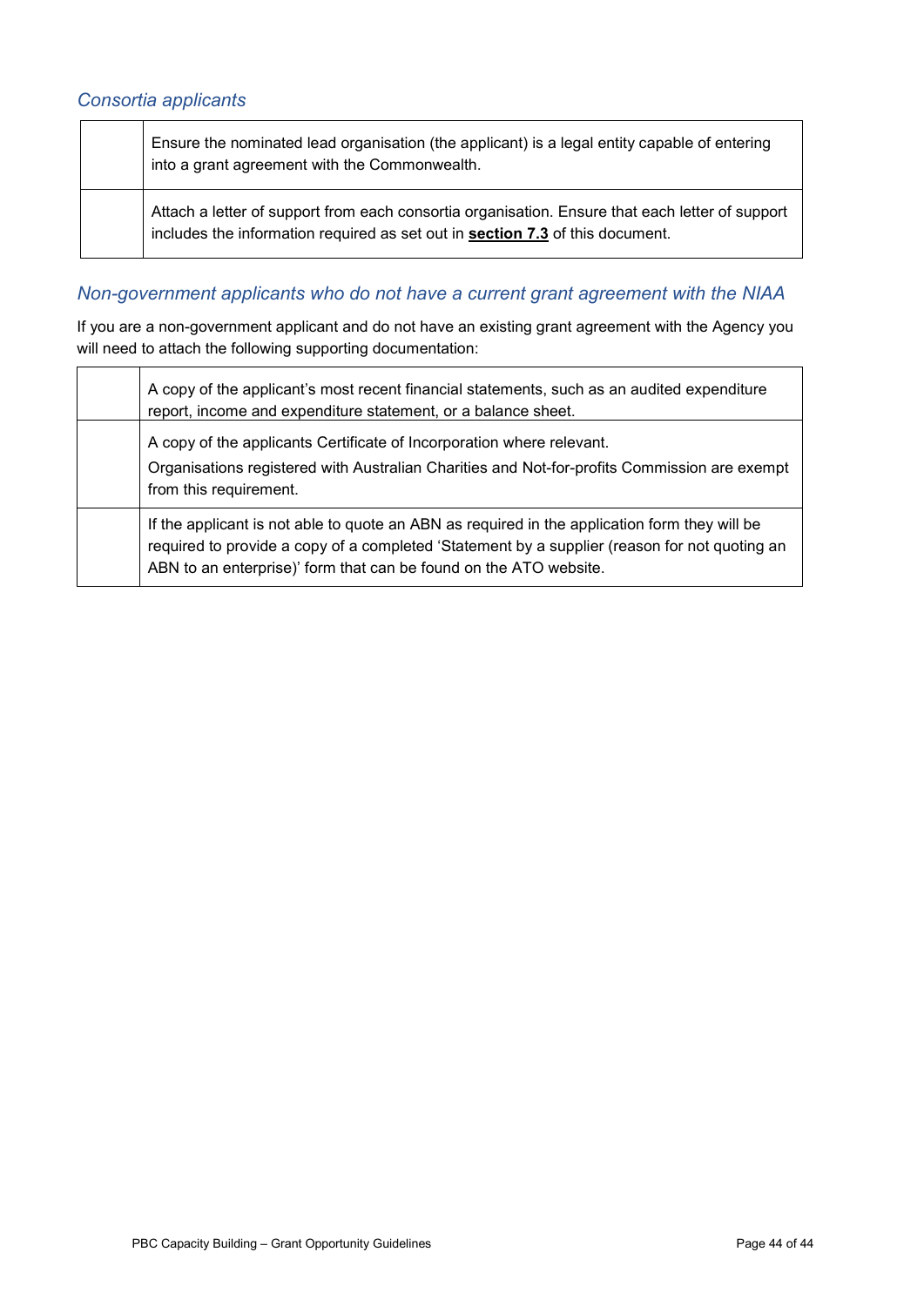### *Consortia applicants*

| | |
|---|---|
| | Ensure the nominated lead organisation (the applicant) is a legal entity capable of entering into a grant agreement with the Commonwealth. |
| | Attach a letter of support from each consortia organisation. Ensure that each letter of support includes the information required as set out in **section 7.3** of this document. |

### *Non-government applicants who do not have a current grant agreement with the NIAA*

If you are a non-government applicant and do not have an existing grant agreement with the Agency you will need to attach the following supporting documentation:

| | |
|---|---|
| | A copy of the applicant's most recent financial statements, such as an audited expenditure report, income and expenditure statement, or a balance sheet. |
| | A copy of the applicants Certificate of Incorporation where relevant. <br> Organisations registered with Australian Charities and Not-for-profits Commission are exempt from this requirement. |
| | If the applicant is not able to quote an ABN as required in the application form they will be required to provide a copy of a completed 'Statement by a supplier (reason for not quoting an ABN to an enterprise)' form that can be found on the ATO website. |